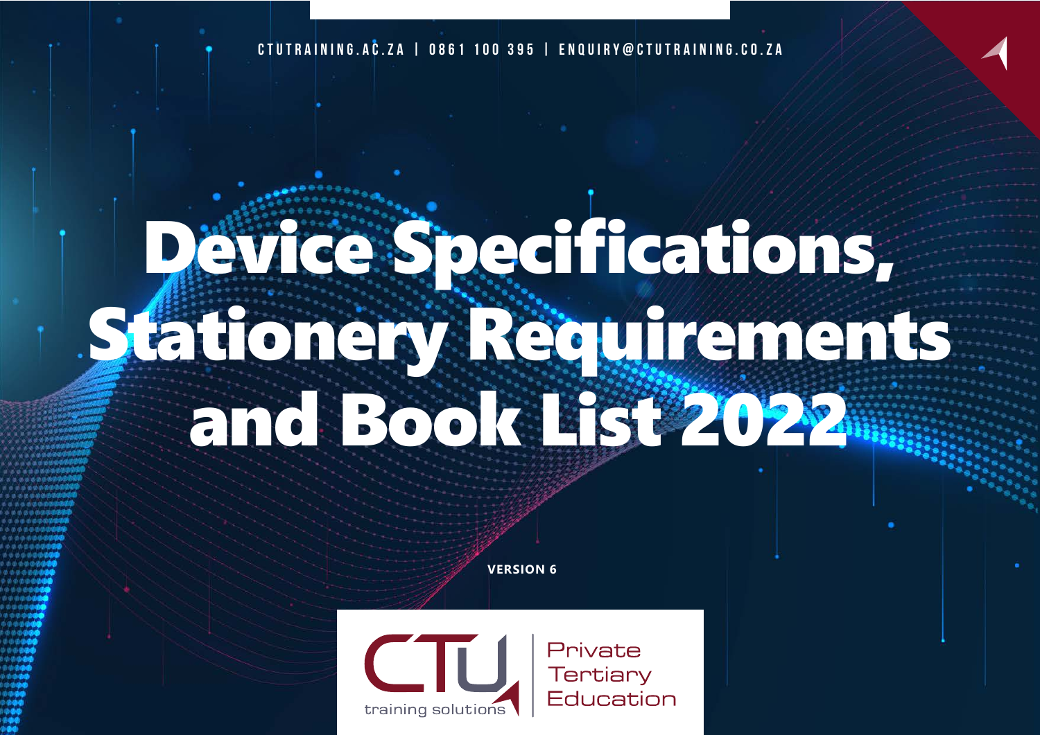CTUTRAINING.AC.ZA | 0861 100 395 | ENQUIRY@CTUTRAINING.CO.ZA

# Device Specifications, Stationery Requirements and Book List 2022

**VERSION 6**

CTU training solutions | Private Tertiary Education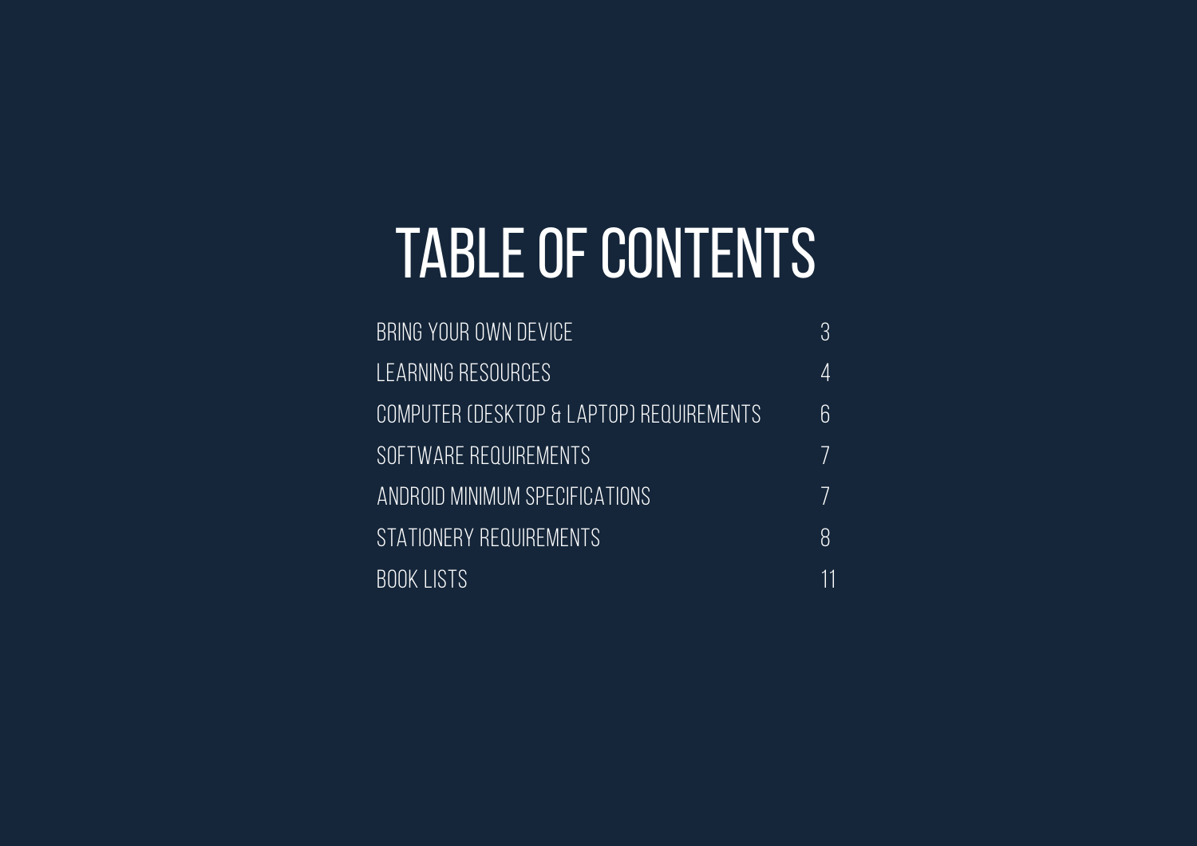# TABLE OF CONTENTS

| | |
|---|---|
| BRING YOUR OWN DEVICE | 3 |
| LEARNING RESOURCES | 4 |
| COMPUTER (DESKTOP & LAPTOP) REQUIREMENTS | 6 |
| SOFTWARE REQUIREMENTS | 7 |
| ANDROID MINIMUM SPECIFICATIONS | 7 |
| STATIONERY REQUIREMENTS | 8 |
| BOOK LISTS | 11 |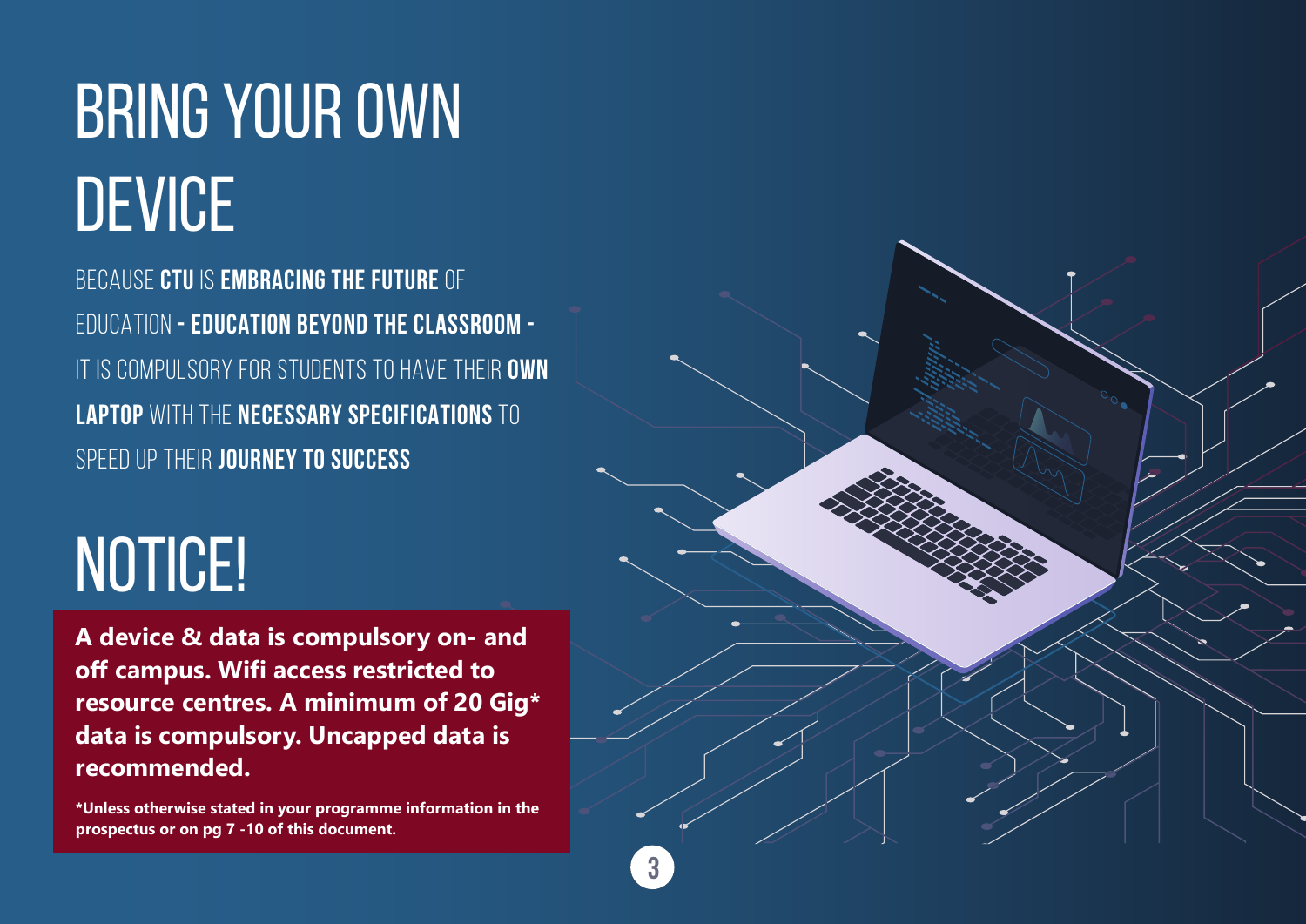# BRING YOUR OWN DEVICE

BECAUSE **CTU** IS **EMBRACING THE FUTURE** OF EDUCATION **- EDUCATION BEYOND THE CLASSROOM -** IT IS COMPULSORY FOR STUDENTS TO HAVE THEIR **OWN LAPTOP** WITH THE **NECESSARY SPECIFICATIONS** TO SPEED UP THEIR **JOURNEY TO SUCCESS**

# NOTICE!

**A device & data is compulsory on- and off campus. Wifi access restricted to resource centres. A minimum of 20 Gig* data is compulsory. Uncapped data is recommended.**

**\*Unless otherwise stated in your programme information in the prospectus or on pg 7 -10 of this document.**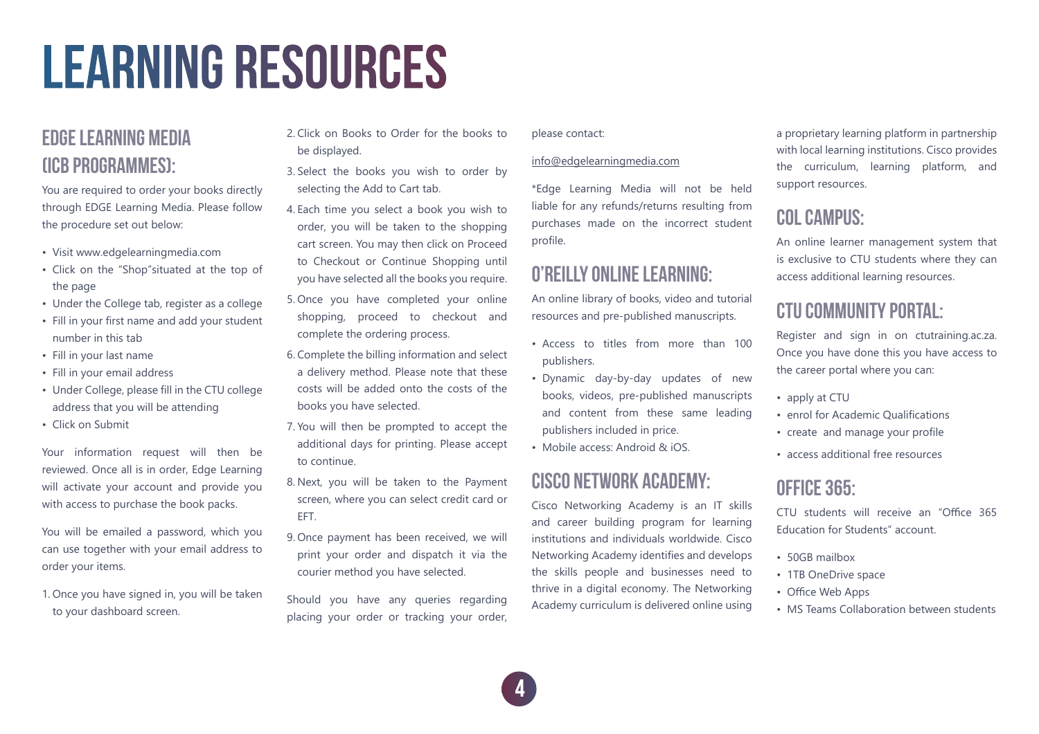# LEARNING RESOURCES

## EDGE LEARNING MEDIA (ICB PROGRAMMES):

You are required to order your books directly through EDGE Learning Media. Please follow the procedure set out below:

- Visit www.edgelearningmedia.com
- Click on the "Shop"situated at the top of the page
- Under the College tab, register as a college
- Fill in your first name and add your student number in this tab
- Fill in your last name
- Fill in your email address
- Under College, please fill in the CTU college address that you will be attending
- Click on Submit

Your information request will then be reviewed. Once all is in order, Edge Learning will activate your account and provide you with access to purchase the book packs.

You will be emailed a password, which you can use together with your email address to order your items.

1. Once you have signed in, you will be taken to your dashboard screen.
2. Click on Books to Order for the books to be displayed.
3. Select the books you wish to order by selecting the Add to Cart tab.
4. Each time you select a book you wish to order, you will be taken to the shopping cart screen. You may then click on Proceed to Checkout or Continue Shopping until you have selected all the books you require.
5. Once you have completed your online shopping, proceed to checkout and complete the ordering process.
6. Complete the billing information and select a delivery method. Please note that these costs will be added onto the costs of the books you have selected.
7. You will then be prompted to accept the additional days for printing. Please accept to continue.
8. Next, you will be taken to the Payment screen, where you can select credit card or EFT.
9. Once payment has been received, we will print your order and dispatch it via the courier method you have selected.

Should you have any queries regarding placing your order or tracking your order, please contact:

info@edgelearningmedia.com

*Edge Learning Media will not be held liable for any refunds/returns resulting from purchases made on the incorrect student profile.

## O'REILLY ONLINE LEARNING:

An online library of books, video and tutorial resources and pre-published manuscripts.

- Access to titles from more than 100 publishers.
- Dynamic day-by-day updates of new books, videos, pre-published manuscripts and content from these same leading publishers included in price.
- Mobile access: Android & iOS.

## CISCO NETWORK ACADEMY:

Cisco Networking Academy is an IT skills and career building program for learning institutions and individuals worldwide. Cisco Networking Academy identifies and develops the skills people and businesses need to thrive in a digital economy. The Networking Academy curriculum is delivered online using a proprietary learning platform in partnership with local learning institutions. Cisco provides the curriculum, learning platform, and support resources.

## COL CAMPUS:

An online learner management system that is exclusive to CTU students where they can access additional learning resources.

## CTU COMMUNITY PORTAL:

Register and sign in on ctutraining.ac.za. Once you have done this you have access to the career portal where you can:

- apply at CTU
- enrol for Academic Qualifications
- create and manage your profile
- access additional free resources

## OFFICE 365:

CTU students will receive an "Office 365 Education for Students" account.

- 50GB mailbox
- 1TB OneDrive space
- Office Web Apps
- MS Teams Collaboration between students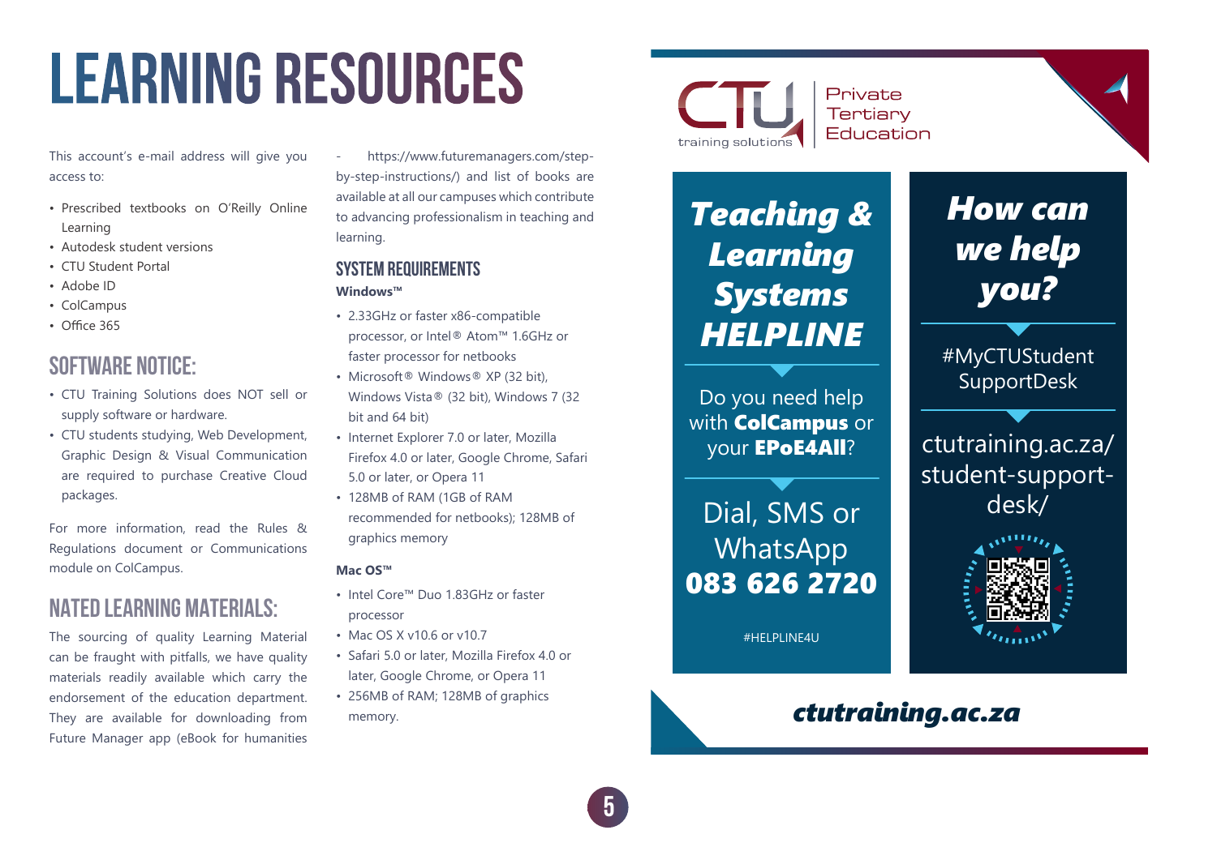# LEARNING RESOURCES

This account's e-mail address will give you access to:

- Prescribed textbooks on O'Reilly Online Learning
- Autodesk student versions
- CTU Student Portal
- Adobe ID
- ColCampus
- Office 365

## SOFTWARE NOTICE:

- CTU Training Solutions does NOT sell or supply software or hardware.
- CTU students studying, Web Development, Graphic Design & Visual Communication are required to purchase Creative Cloud packages.

For more information, read the Rules & Regulations document or Communications module on ColCampus.

## NATED LEARNING MATERIALS:

The sourcing of quality Learning Material can be fraught with pitfalls, we have quality materials readily available which carry the endorsement of the education department. They are available for downloading from Future Manager app (eBook for humanities - https://www.futuremanagers.com/step-by-step-instructions/) and list of books are available at all our campuses which contribute to advancing professionalism in teaching and learning.

## SYSTEM REQUIREMENTS

**Windows™**

- 2.33GHz or faster x86-compatible processor, or Intel® Atom™ 1.6GHz or faster processor for netbooks
- Microsoft® Windows® XP (32 bit), Windows Vista® (32 bit), Windows 7 (32 bit and 64 bit)
- Internet Explorer 7.0 or later, Mozilla Firefox 4.0 or later, Google Chrome, Safari 5.0 or later, or Opera 11
- 128MB of RAM (1GB of RAM recommended for netbooks); 128MB of graphics memory

**Mac OS™**

- Intel Core™ Duo 1.83GHz or faster processor
- Mac OS X v10.6 or v10.7
- Safari 5.0 or later, Mozilla Firefox 4.0 or later, Google Chrome, or Opera 11
- 256MB of RAM; 128MB of graphics memory.

CTU training solutions | Private Tertiary Education

***Teaching & Learning Systems HELPLINE***

Do you need help with **ColCampus** or your **EPoE4All**?

Dial, SMS or WhatsApp **083 626 2720**

#HELPLINE4U

***How can we help you?***

#MyCTUStudent SupportDesk

ctutraining.ac.za/student-support-desk/

***ctutraining.ac.za***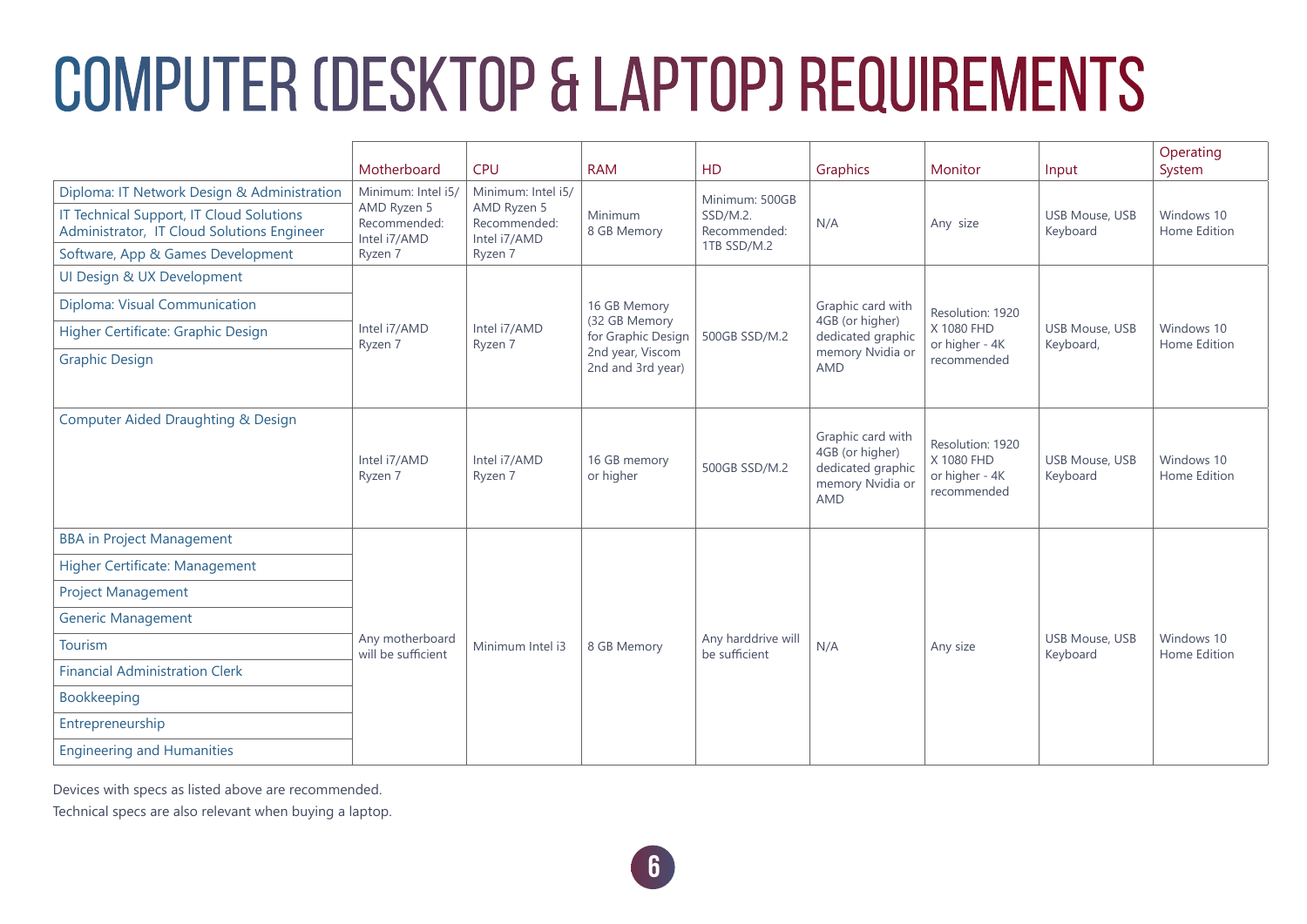# COMPUTER (DESKTOP & LAPTOP) REQUIREMENTS

| | Motherboard | CPU | RAM | HD | Graphics | Monitor | Input | Operating System |
|---|---|---|---|---|---|---|---|---|
| Diploma: IT Network Design & Administration<br>IT Technical Support, IT Cloud Solutions Administrator, IT Cloud Solutions Engineer<br>Software, App & Games Development | Minimum: Intel i5/ AMD Ryzen 5 Recommended: Intel i7/AMD Ryzen 7 | Minimum: Intel i5/ AMD Ryzen 5 Recommended: Intel i7/AMD Ryzen 7 | Minimum 8 GB Memory | Minimum: 500GB SSD/M.2. Recommended: 1TB SSD/M.2 | N/A | Any size | USB Mouse, USB Keyboard | Windows 10 Home Edition |
| UI Design & UX Development<br>Diploma: Visual Communication<br>Higher Certificate: Graphic Design<br>Graphic Design | Intel i7/AMD Ryzen 7 | Intel i7/AMD Ryzen 7 | 16 GB Memory (32 GB Memory for Graphic Design 2nd year, Viscom 2nd and 3rd year) | 500GB SSD/M.2 | Graphic card with 4GB (or higher) dedicated graphic memory Nvidia or AMD | Resolution: 1920 X 1080 FHD or higher - 4K recommended | USB Mouse, USB Keyboard, | Windows 10 Home Edition |
| Computer Aided Draughting & Design | Intel i7/AMD Ryzen 7 | Intel i7/AMD Ryzen 7 | 16 GB memory or higher | 500GB SSD/M.2 | Graphic card with 4GB (or higher) dedicated graphic memory Nvidia or AMD | Resolution: 1920 X 1080 FHD or higher - 4K recommended | USB Mouse, USB Keyboard | Windows 10 Home Edition |
| BBA in Project Management<br>Higher Certificate: Management<br>Project Management<br>Generic Management<br>Tourism<br>Financial Administration Clerk<br>Bookkeeping<br>Entrepreneurship<br>Engineering and Humanities | Any motherboard will be sufficient | Minimum Intel i3 | 8 GB Memory | Any harddrive will be sufficient | N/A | Any size | USB Mouse, USB Keyboard | Windows 10 Home Edition |

Devices with specs as listed above are recommended.

Technical specs are also relevant when buying a laptop.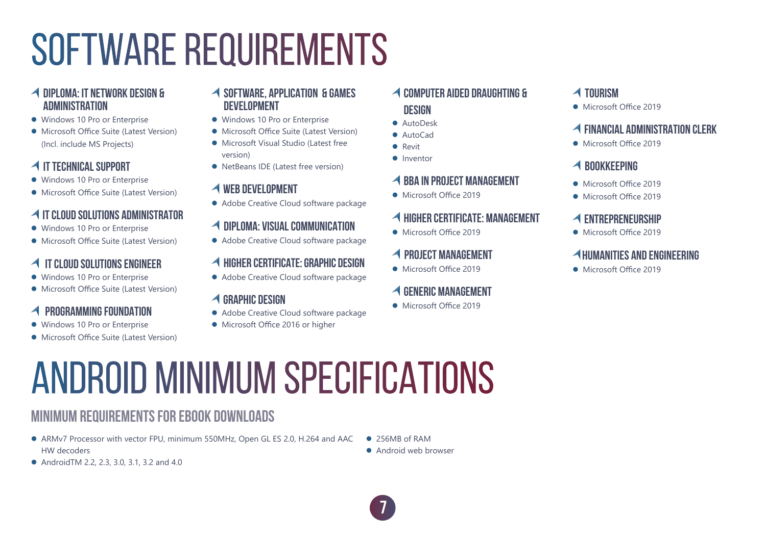# SOFTWARE REQUIREMENTS

### DIPLOMA: IT NETWORK DESIGN & ADMINISTRATION

- Windows 10 Pro or Enterprise
- Microsoft Office Suite (Latest Version) (Incl. include MS Projects)

### IT TECHNICAL SUPPORT

- Windows 10 Pro or Enterprise
- Microsoft Office Suite (Latest Version)

### IT CLOUD SOLUTIONS ADMINISTRATOR

- Windows 10 Pro or Enterprise
- Microsoft Office Suite (Latest Version)

### IT CLOUD SOLUTIONS ENGINEER

- Windows 10 Pro or Enterprise
- Microsoft Office Suite (Latest Version)

### PROGRAMMING FOUNDATION

- Windows 10 Pro or Enterprise
- Microsoft Office Suite (Latest Version)

### SOFTWARE, APPLICATION & GAMES DEVELOPMENT

- Windows 10 Pro or Enterprise
- Microsoft Office Suite (Latest Version)
- Microsoft Visual Studio (Latest free version)
- NetBeans IDE (Latest free version)

### WEB DEVELOPMENT

- Adobe Creative Cloud software package

### DIPLOMA: VISUAL COMMUNICATION

- Adobe Creative Cloud software package

### HIGHER CERTIFICATE: GRAPHIC DESIGN

- Adobe Creative Cloud software package

### GRAPHIC DESIGN

- Adobe Creative Cloud software package
- Microsoft Office 2016 or higher

### COMPUTER AIDED DRAUGHTING & DESIGN

- AutoDesk
- AutoCad
- Revit
- Inventor

### BBA IN PROJECT MANAGEMENT

- Microsoft Office 2019

### HIGHER CERTIFICATE: MANAGEMENT

- Microsoft Office 2019

### PROJECT MANAGEMENT

- Microsoft Office 2019

### GENERIC MANAGEMENT

- Microsoft Office 2019

### TOURISM

- Microsoft Office 2019

### FINANCIAL ADMINISTRATION CLERK

- Microsoft Office 2019

### BOOKKEEPING

- Microsoft Office 2019
- Microsoft Office 2019

### ENTREPRENEURSHIP

- Microsoft Office 2019

### HUMANITIES AND ENGINEERING

- Microsoft Office 2019

# ANDROID MINIMUM SPECIFICATIONS

## MINIMUM REQUIREMENTS FOR EBOOK DOWNLOADS

- ARMv7 Processor with vector FPU, minimum 550MHz, Open GL ES 2.0, H.264 and AAC HW decoders
- AndroidTM 2.2, 2.3, 3.0, 3.1, 3.2 and 4.0
- 256MB of RAM
- Android web browser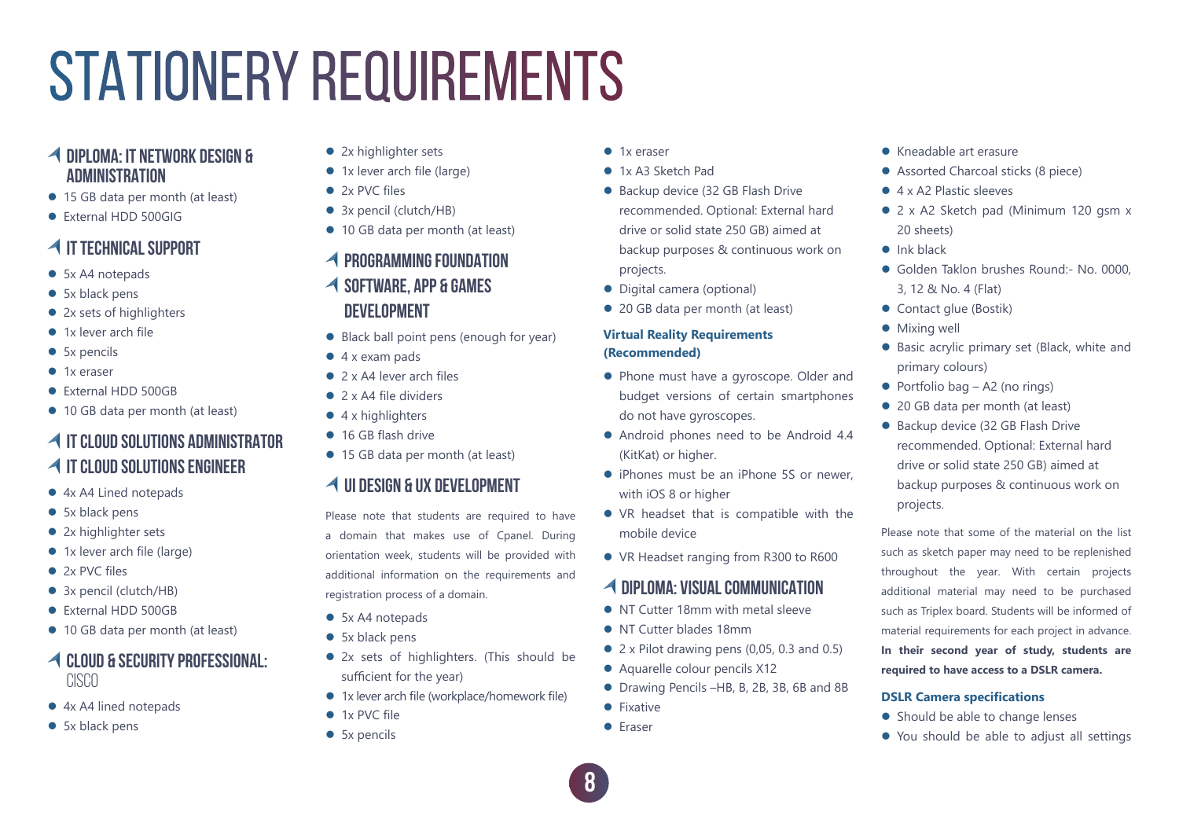# STATIONERY REQUIREMENTS

## DIPLOMA: IT NETWORK DESIGN & ADMINISTRATION

- 15 GB data per month (at least)
- External HDD 500GIG

## IT TECHNICAL SUPPORT

- 5x A4 notepads
- 5x black pens
- 2x sets of highlighters
- 1x lever arch file
- 5x pencils
- 1x eraser
- External HDD 500GB
- 10 GB data per month (at least)

## IT CLOUD SOLUTIONS ADMINISTRATOR
## IT CLOUD SOLUTIONS ENGINEER

- 4x A4 Lined notepads
- 5x black pens
- 2x highlighter sets
- 1x lever arch file (large)
- 2x PVC files
- 3x pencil (clutch/HB)
- External HDD 500GB
- 10 GB data per month (at least)

## CLOUD & SECURITY PROFESSIONAL: CISCO

- 4x A4 lined notepads
- 5x black pens
- 2x highlighter sets
- 1x lever arch file (large)
- 2x PVC files
- 3x pencil (clutch/HB)
- 10 GB data per month (at least)

## PROGRAMMING FOUNDATION
## SOFTWARE, APP & GAMES DEVELOPMENT

- Black ball point pens (enough for year)
- 4 x exam pads
- 2 x A4 lever arch files
- 2 x A4 file dividers
- 4 x highlighters
- 16 GB flash drive
- 15 GB data per month (at least)

## UI DESIGN & UX DEVELOPMENT

Please note that students are required to have a domain that makes use of Cpanel. During orientation week, students will be provided with additional information on the requirements and registration process of a domain.

- 5x A4 notepads
- 5x black pens
- 2x sets of highlighters. (This should be sufficient for the year)
- 1x lever arch file (workplace/homework file)
- 1x PVC file
- 5x pencils
- 1x eraser
- 1x A3 Sketch Pad
- Backup device (32 GB Flash Drive recommended. Optional: External hard drive or solid state 250 GB) aimed at backup purposes & continuous work on projects.
- Digital camera (optional)
- 20 GB data per month (at least)

**Virtual Reality Requirements (Recommended)**

- Phone must have a gyroscope. Older and budget versions of certain smartphones do not have gyroscopes.
- Android phones need to be Android 4.4 (KitKat) or higher.
- iPhones must be an iPhone 5S or newer, with iOS 8 or higher
- VR headset that is compatible with the mobile device
- VR Headset ranging from R300 to R600

## DIPLOMA: VISUAL COMMUNICATION

- NT Cutter 18mm with metal sleeve
- NT Cutter blades 18mm
- 2 x Pilot drawing pens (0,05, 0.3 and 0.5)
- Aquarelle colour pencils X12
- Drawing Pencils –HB, B, 2B, 3B, 6B and 8B
- Fixative
- Eraser
- Kneadable art erasure
- Assorted Charcoal sticks (8 piece)
- 4 x A2 Plastic sleeves
- 2 x A2 Sketch pad (Minimum 120 gsm x 20 sheets)
- Ink black
- Golden Taklon brushes Round:- No. 0000, 3, 12 & No. 4 (Flat)
- Contact glue (Bostik)
- Mixing well
- Basic acrylic primary set (Black, white and primary colours)
- Portfolio bag – A2 (no rings)
- 20 GB data per month (at least)
- Backup device (32 GB Flash Drive recommended. Optional: External hard drive or solid state 250 GB) aimed at backup purposes & continuous work on projects.

Please note that some of the material on the list such as sketch paper may need to be replenished throughout the year. With certain projects additional material may need to be purchased such as Triplex board. Students will be informed of material requirements for each project in advance. **In their second year of study, students are required to have access to a DSLR camera.**

**DSLR Camera specifications**

- Should be able to change lenses
- You should be able to adjust all settings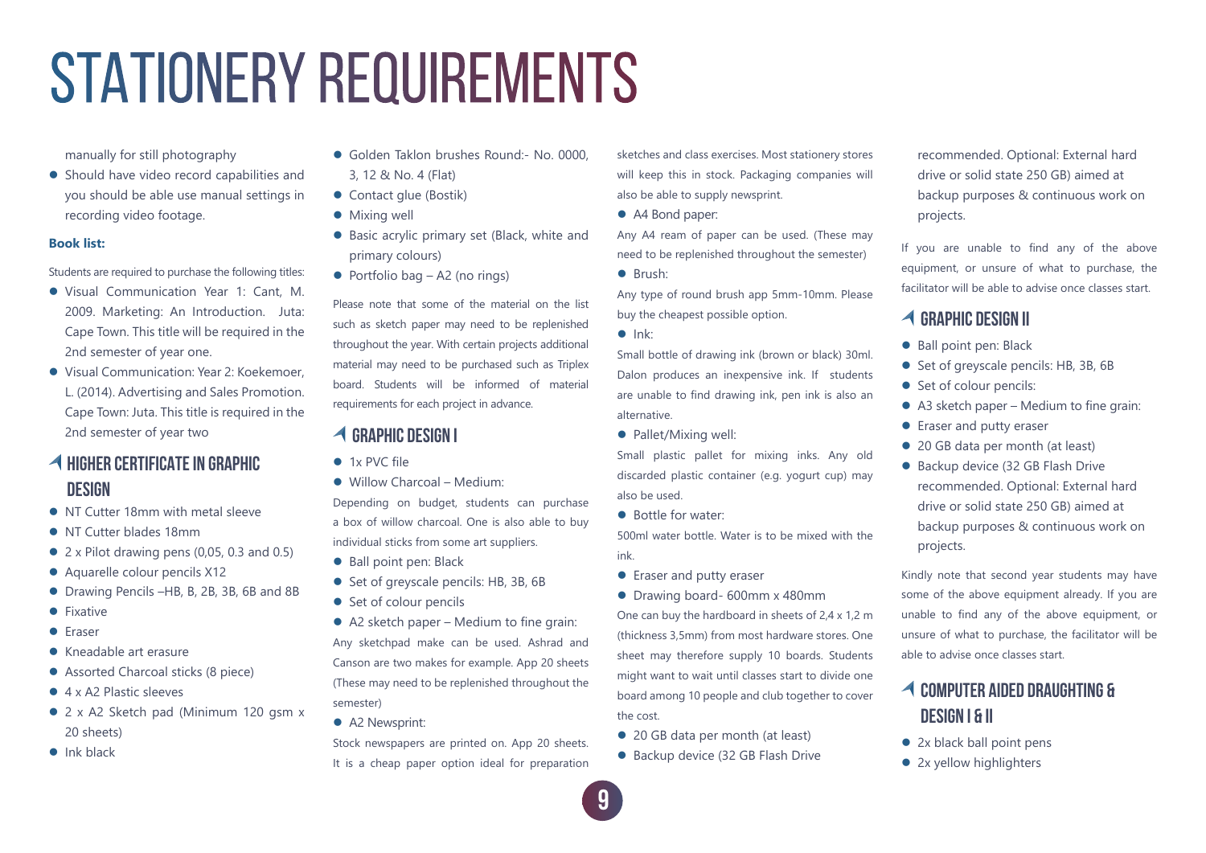# STATIONERY REQUIREMENTS

manually for still photography

- Should have video record capabilities and you should be able use manual settings in recording video footage.

**Book list:**

Students are required to purchase the following titles:

- Visual Communication Year 1: Cant, M. 2009. Marketing: An Introduction. Juta: Cape Town. This title will be required in the 2nd semester of year one.
- Visual Communication: Year 2: Koekemoer, L. (2014). Advertising and Sales Promotion. Cape Town: Juta. This title is required in the 2nd semester of year two

## HIGHER CERTIFICATE IN GRAPHIC DESIGN

- NT Cutter 18mm with metal sleeve
- NT Cutter blades 18mm
- 2 x Pilot drawing pens (0,05, 0.3 and 0.5)
- Aquarelle colour pencils X12
- Drawing Pencils –HB, B, 2B, 3B, 6B and 8B
- Fixative
- Eraser
- Kneadable art erasure
- Assorted Charcoal sticks (8 piece)
- 4 x A2 Plastic sleeves
- 2 x A2 Sketch pad (Minimum 120 gsm x 20 sheets)
- Ink black
- Golden Taklon brushes Round:- No. 0000, 3, 12 & No. 4 (Flat)
- Contact glue (Bostik)
- Mixing well
- Basic acrylic primary set (Black, white and primary colours)
- Portfolio bag – A2 (no rings)

Please note that some of the material on the list such as sketch paper may need to be replenished throughout the year. With certain projects additional material may need to be purchased such as Triplex board. Students will be informed of material requirements for each project in advance.

## GRAPHIC DESIGN I

- 1x PVC file
- Willow Charcoal – Medium:

Depending on budget, students can purchase a box of willow charcoal. One is also able to buy individual sticks from some art suppliers.

- Ball point pen: Black
- Set of greyscale pencils: HB, 3B, 6B
- Set of colour pencils
- A2 sketch paper – Medium to fine grain:

Any sketchpad make can be used. Ashrad and Canson are two makes for example. App 20 sheets (These may need to be replenished throughout the semester)

- A2 Newsprint:

Stock newspapers are printed on. App 20 sheets. It is a cheap paper option ideal for preparation sketches and class exercises. Most stationery stores will keep this in stock. Packaging companies will also be able to supply newsprint.

- A4 Bond paper:

Any A4 ream of paper can be used. (These may need to be replenished throughout the semester)

- Brush:

Any type of round brush app 5mm-10mm. Please buy the cheapest possible option.

- Ink:

Small bottle of drawing ink (brown or black) 30ml. Dalon produces an inexpensive ink. If students are unable to find drawing ink, pen ink is also an alternative.

- Pallet/Mixing well:

Small plastic pallet for mixing inks. Any old discarded plastic container (e.g. yogurt cup) may also be used.

- Bottle for water:

500ml water bottle. Water is to be mixed with the ink.

- Eraser and putty eraser
- Drawing board- 600mm x 480mm

One can buy the hardboard in sheets of 2,4 x 1,2 m (thickness 3,5mm) from most hardware stores. One sheet may therefore supply 10 boards. Students might want to wait until classes start to divide one board among 10 people and club together to cover the cost.

- 20 GB data per month (at least)
- Backup device (32 GB Flash Drive recommended. Optional: External hard drive or solid state 250 GB) aimed at backup purposes & continuous work on projects.

If you are unable to find any of the above equipment, or unsure of what to purchase, the facilitator will be able to advise once classes start.

## GRAPHIC DESIGN II

- Ball point pen: Black
- Set of greyscale pencils: HB, 3B, 6B
- Set of colour pencils:
- A3 sketch paper – Medium to fine grain:
- Eraser and putty eraser
- 20 GB data per month (at least)
- Backup device (32 GB Flash Drive recommended. Optional: External hard drive or solid state 250 GB) aimed at backup purposes & continuous work on projects.

Kindly note that second year students may have some of the above equipment already. If you are unable to find any of the above equipment, or unsure of what to purchase, the facilitator will be able to advise once classes start.

## COMPUTER AIDED DRAUGHTING & DESIGN I & II

- 2x black ball point pens
- 2x yellow highlighters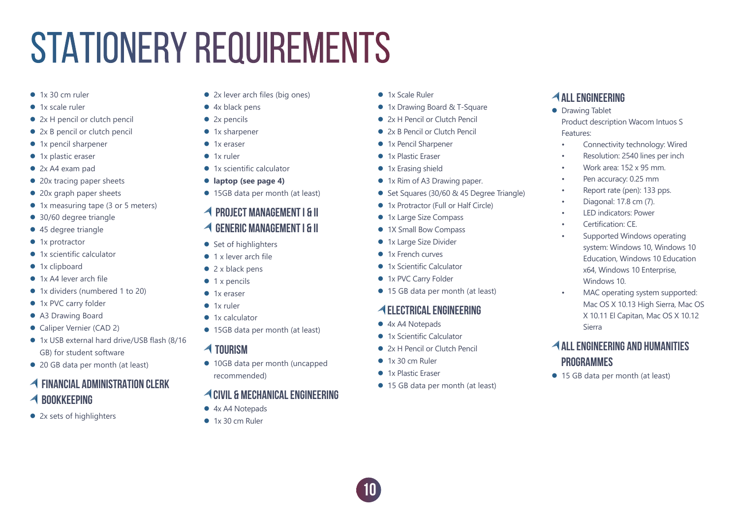# STATIONERY REQUIREMENTS

- 1x 30 cm ruler
- 1x scale ruler
- 2x H pencil or clutch pencil
- 2x B pencil or clutch pencil
- 1x pencil sharpener
- 1x plastic eraser
- 2x A4 exam pad
- 20x tracing paper sheets
- 20x graph paper sheets
- 1x measuring tape (3 or 5 meters)
- 30/60 degree triangle
- 45 degree triangle
- 1x protractor
- 1x scientific calculator
- 1x clipboard
- 1x A4 lever arch file
- 1x dividers (numbered 1 to 20)
- 1x PVC carry folder
- A3 Drawing Board
- Caliper Vernier (CAD 2)
- 1x USB external hard drive/USB flash (8/16 GB) for student software
- 20 GB data per month (at least)

## FINANCIAL ADMINISTRATION CLERK
## BOOKKEEPING

- 2x sets of highlighters
- 2x lever arch files (big ones)
- 4x black pens
- 2x pencils
- 1x sharpener
- 1x eraser
- 1x ruler
- 1x scientific calculator
- **laptop (see page 4)**
- 15GB data per month (at least)

## PROJECT MANAGEMENT I & II
## GENERIC MANAGEMENT I & II

- Set of highlighters
- 1 x lever arch file
- 2 x black pens
- 1 x pencils
- 1x eraser
- 1x ruler
- 1x calculator
- 15GB data per month (at least)

## TOURISM

- 10GB data per month (uncapped recommended)

## CIVIL & MECHANICAL ENGINEERING

- 4x A4 Notepads
- 1x 30 cm Ruler
- 1x Scale Ruler
- 1x Drawing Board & T-Square
- 2x H Pencil or Clutch Pencil
- 2x B Pencil or Clutch Pencil
- 1x Pencil Sharpener
- 1x Plastic Eraser
- 1x Erasing shield
- 1x Rim of A3 Drawing paper.
- Set Squares (30/60 & 45 Degree Triangle)
- 1x Protractor (Full or Half Circle)
- 1x Large Size Compass
- 1X Small Bow Compass
- 1x Large Size Divider
- 1x French curves
- 1x Scientific Calculator
- 1x PVC Carry Folder
- 15 GB data per month (at least)

## ELECTRICAL ENGINEERING

- 4x A4 Notepads
- 1x Scientific Calculator
- 2x H Pencil or Clutch Pencil
- 1x 30 cm Ruler
- 1x Plastic Eraser
- 15 GB data per month (at least)

## ALL ENGINEERING

- Drawing Tablet
  Product description Wacom Intuos S
  Features:
  - Connectivity technology: Wired
  - Resolution: 2540 lines per inch
  - Work area: 152 x 95 mm.
  - Pen accuracy: 0.25 mm
  - Report rate (pen): 133 pps.
  - Diagonal: 17.8 cm (7).
  - LED indicators: Power
  - Certification: CE.
  - Supported Windows operating system: Windows 10, Windows 10 Education, Windows 10 Education x64, Windows 10 Enterprise, Windows 10.
  - MAC operating system supported: Mac OS X 10.13 High Sierra, Mac OS X 10.11 El Capitan, Mac OS X 10.12 Sierra

## ALL ENGINEERING AND HUMANITIES PROGRAMMES

- 15 GB data per month (at least)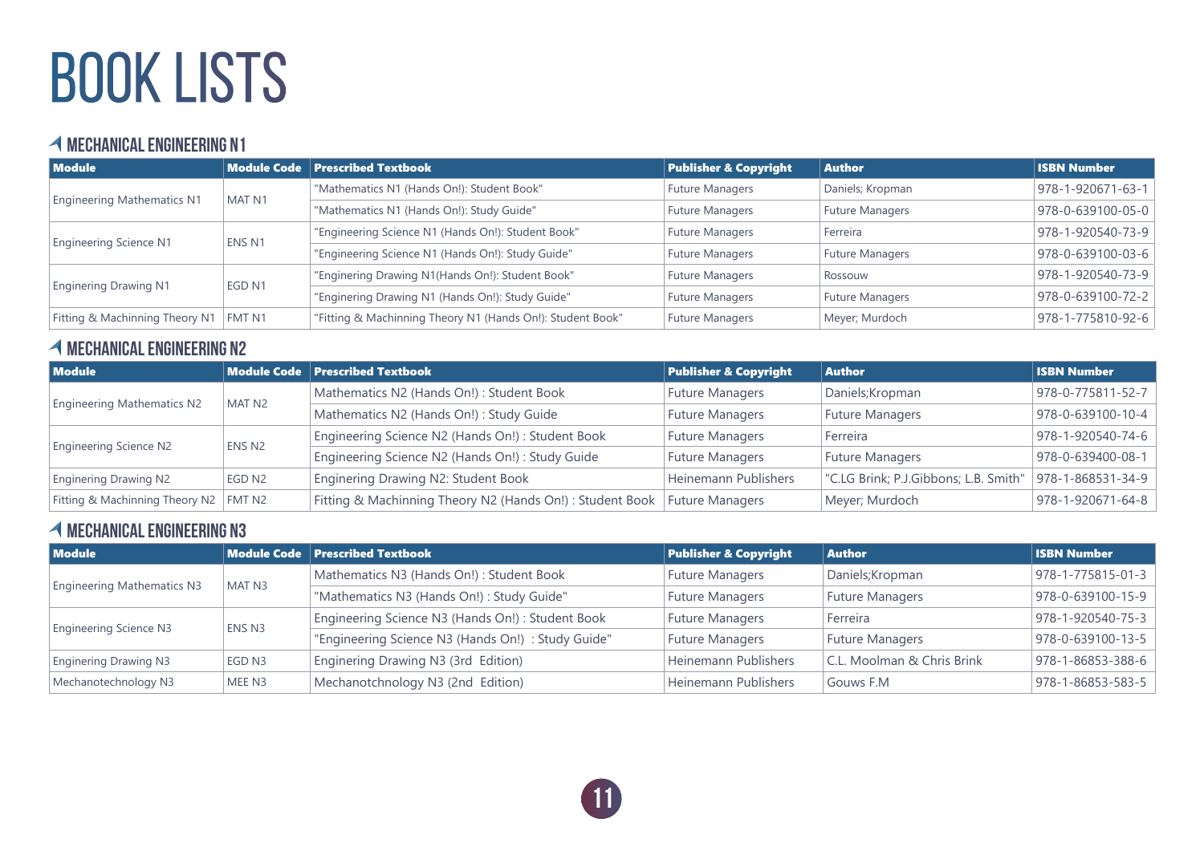# BOOK LISTS

## MECHANICAL ENGINEERING N1

| Module | Module Code | Prescribed Textbook | Publisher & Copyright | Author | ISBN Number |
|---|---|---|---|---|---|
| Engineering Mathematics N1 | MAT N1 | "Mathematics N1 (Hands On!): Student Book" | Future Managers | Daniels; Kropman | 978-1-920671-63-1 |
| | | "Mathematics N1 (Hands On!): Study Guide" | Future Managers | Future Managers | 978-0-639100-05-0 |
| Engineering Science N1 | ENS N1 | "Engineering Science N1 (Hands On!): Student Book" | Future Managers | Ferreira | 978-1-920540-73-9 |
| | | "Engineering Science N1 (Hands On!): Study Guide" | Future Managers | Future Managers | 978-0-639100-03-6 |
| Enginering Drawing N1 | EGD N1 | "Enginering Drawing N1(Hands On!): Student Book" | Future Managers | Rossouw | 978-1-920540-73-9 |
| | | "Enginering Drawing N1 (Hands On!): Study Guide" | Future Managers | Future Managers | 978-0-639100-72-2 |
| Fitting & Machinning Theory N1 | FMT N1 | "Fitting & Machinning Theory N1 (Hands On!): Student Book" | Future Managers | Meyer; Murdoch | 978-1-775810-92-6 |

## MECHANICAL ENGINEERING N2

| Module | Module Code | Prescribed Textbook | Publisher & Copyright | Author | ISBN Number |
|---|---|---|---|---|---|
| Engineering Mathematics N2 | MAT N2 | Mathematics N2 (Hands On!) : Student Book | Future Managers | Daniels;Kropman | 978-0-775811-52-7 |
| | | Mathematics N2 (Hands On!) : Study Guide | Future Managers | Future Managers | 978-0-639100-10-4 |
| Engineering Science N2 | ENS N2 | Engineering Science N2 (Hands On!) : Student Book | Future Managers | Ferreira | 978-1-920540-74-6 |
| | | Engineering Science N2 (Hands On!) : Study Guide | Future Managers | Future Managers | 978-0-639400-08-1 |
| Enginering Drawing N2 | EGD N2 | Enginering Drawing N2: Student Book | Heinemann Publishers | "C.LG Brink; P.J.Gibbons; L.B. Smith" | 978-1-868531-34-9 |
| Fitting & Machinning Theory N2 | FMT N2 | Fitting & Machinning Theory N2 (Hands On!) : Student Book | Future Managers | Meyer; Murdoch | 978-1-920671-64-8 |

## MECHANICAL ENGINEERING N3

| Module | Module Code | Prescribed Textbook | Publisher & Copyright | Author | ISBN Number |
|---|---|---|---|---|---|
| Engineering Mathematics N3 | MAT N3 | Mathematics N3 (Hands On!) : Student Book | Future Managers | Daniels;Kropman | 978-1-775815-01-3 |
| | | "Mathematics N3 (Hands On!) : Study Guide" | Future Managers | Future Managers | 978-0-639100-15-9 |
| Engineering Science N3 | ENS N3 | Engineering Science N3 (Hands On!) : Student Book | Future Managers | Ferreira | 978-1-920540-75-3 |
| | | "Engineering Science N3 (Hands On!) : Study Guide" | Future Managers | Future Managers | 978-0-639100-13-5 |
| Enginering Drawing N3 | EGD N3 | Enginering Drawing N3 (3rd Edition) | Heinemann Publishers | C.L. Moolman & Chris Brink | 978-1-86853-388-6 |
| Mechanotechnology N3 | MEE N3 | Mechanotchnology N3 (2nd Edition) | Heinemann Publishers | Gouws F.M | 978-1-86853-583-5 |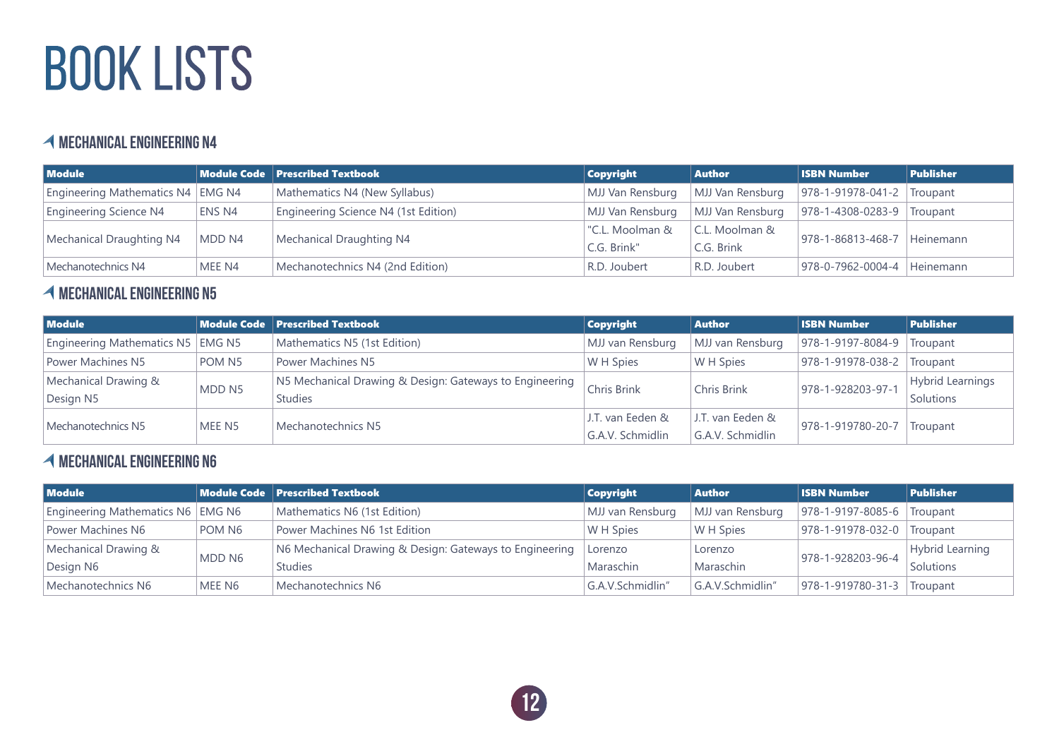# BOOK LISTS

## MECHANICAL ENGINEERING N4

| Module | Module Code | Prescribed Textbook | Copyright | Author | ISBN Number | Publisher |
|---|---|---|---|---|---|---|
| Engineering Mathematics N4 | EMG N4 | Mathematics N4 (New Syllabus) | MJJ Van Rensburg | MJJ Van Rensburg | 978-1-91978-041-2 | Troupant |
| Engineering Science N4 | ENS N4 | Engineering Science N4 (1st Edition) | MJJ Van Rensburg | MJJ Van Rensburg | 978-1-4308-0283-9 | Troupant |
| Mechanical Draughting N4 | MDD N4 | Mechanical Draughting N4 | "C.L. Moolman & C.G. Brink" | C.L. Moolman & C.G. Brink | 978-1-86813-468-7 | Heinemann |
| Mechanotechnics N4 | MEE N4 | Mechanotechnics N4 (2nd Edition) | R.D. Joubert | R.D. Joubert | 978-0-7962-0004-4 | Heinemann |

## MECHANICAL ENGINEERING N5

| Module | Module Code | Prescribed Textbook | Copyright | Author | ISBN Number | Publisher |
|---|---|---|---|---|---|---|
| Engineering Mathematics N5 | EMG N5 | Mathematics N5 (1st Edition) | MJJ van Rensburg | MJJ van Rensburg | 978-1-9197-8084-9 | Troupant |
| Power Machines N5 | POM N5 | Power Machines N5 | W H Spies | W H Spies | 978-1-91978-038-2 | Troupant |
| Mechanical Drawing & Design N5 | MDD N5 | N5 Mechanical Drawing & Design: Gateways to Engineering Studies | Chris Brink | Chris Brink | 978-1-928203-97-1 | Hybrid Learnings Solutions |
| Mechanotechnics N5 | MEE N5 | Mechanotechnics N5 | J.T. van Eeden & G.A.V. Schmidlin | J.T. van Eeden & G.A.V. Schmidlin | 978-1-919780-20-7 | Troupant |

## MECHANICAL ENGINEERING N6

| Module | Module Code | Prescribed Textbook | Copyright | Author | ISBN Number | Publisher |
|---|---|---|---|---|---|---|
| Engineering Mathematics N6 | EMG N6 | Mathematics N6 (1st Edition) | MJJ van Rensburg | MJJ van Rensburg | 978-1-9197-8085-6 | Troupant |
| Power Machines N6 | POM N6 | Power Machines N6 1st Edition | W H Spies | W H Spies | 978-1-91978-032-0 | Troupant |
| Mechanical Drawing & Design N6 | MDD N6 | N6 Mechanical Drawing & Design: Gateways to Engineering Studies | Lorenzo Maraschin | Lorenzo Maraschin | 978-1-928203-96-4 | Hybrid Learning Solutions |
| Mechanotechnics N6 | MEE N6 | Mechanotechnics N6 | G.A.V.Schmidlin" | G.A.V.Schmidlin" | 978-1-919780-31-3 | Troupant |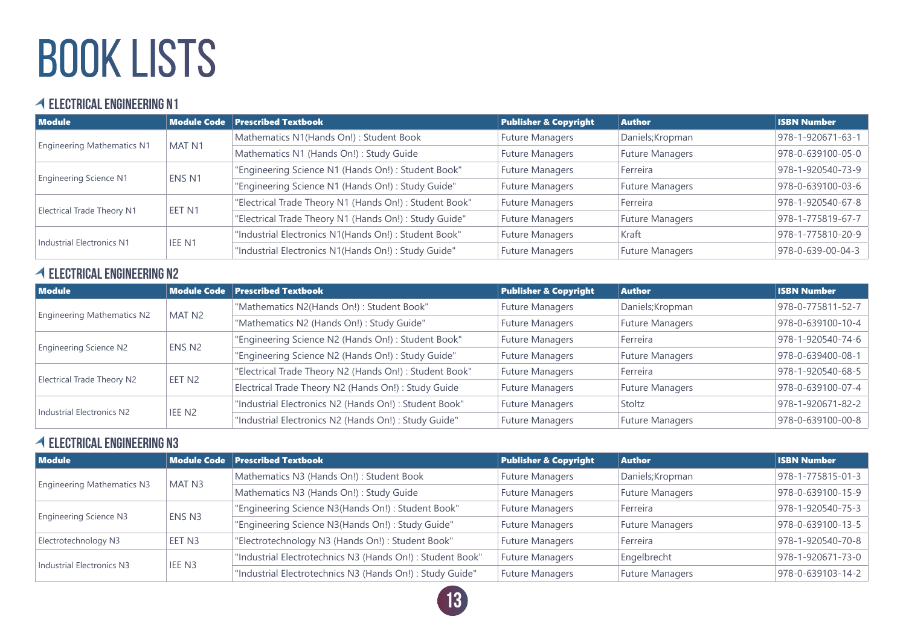# BOOK LISTS

## ELECTRICAL ENGINEERING N1

| Module | Module Code | Prescribed Textbook | Publisher & Copyright | Author | ISBN Number |
|---|---|---|---|---|---|
| Engineering Mathematics N1 | MAT N1 | Mathematics N1(Hands On!) : Student Book | Future Managers | Daniels;Kropman | 978-1-920671-63-1 |
| | | Mathematics N1 (Hands On!) : Study Guide | Future Managers | Future Managers | 978-0-639100-05-0 |
| Engineering Science N1 | ENS N1 | "Engineering Science N1 (Hands On!) : Student Book" | Future Managers | Ferreira | 978-1-920540-73-9 |
| | | "Engineering Science N1 (Hands On!) : Study Guide" | Future Managers | Future Managers | 978-0-639100-03-6 |
| Electrical Trade Theory N1 | EET N1 | "Electrical Trade Theory N1 (Hands On!) : Student Book" | Future Managers | Ferreira | 978-1-920540-67-8 |
| | | "Electrical Trade Theory N1 (Hands On!) : Study Guide" | Future Managers | Future Managers | 978-1-775819-67-7 |
| Industrial Electronics N1 | IEE N1 | "Industrial Electronics N1(Hands On!) : Student Book" | Future Managers | Kraft | 978-1-775810-20-9 |
| | | "Industrial Electronics N1(Hands On!) : Study Guide" | Future Managers | Future Managers | 978-0-639-00-04-3 |

## ELECTRICAL ENGINEERING N2

| Module | Module Code | Prescribed Textbook | Publisher & Copyright | Author | ISBN Number |
|---|---|---|---|---|---|
| Engineering Mathematics N2 | MAT N2 | "Mathematics N2(Hands On!) : Student Book" | Future Managers | Daniels;Kropman | 978-0-775811-52-7 |
| | | "Mathematics N2 (Hands On!) : Study Guide" | Future Managers | Future Managers | 978-0-639100-10-4 |
| Engineering Science N2 | ENS N2 | "Engineering Science N2 (Hands On!) : Student Book" | Future Managers | Ferreira | 978-1-920540-74-6 |
| | | "Engineering Science N2 (Hands On!) : Study Guide" | Future Managers | Future Managers | 978-0-639400-08-1 |
| Electrical Trade Theory N2 | EET N2 | "Electrical Trade Theory N2 (Hands On!) : Student Book" | Future Managers | Ferreira | 978-1-920540-68-5 |
| | | Electrical Trade Theory N2 (Hands On!) : Study Guide | Future Managers | Future Managers | 978-0-639100-07-4 |
| Industrial Electronics N2 | IEE N2 | "Industrial Electronics N2 (Hands On!) : Student Book" | Future Managers | Stoltz | 978-1-920671-82-2 |
| | | "Industrial Electronics N2 (Hands On!) : Study Guide" | Future Managers | Future Managers | 978-0-639100-00-8 |

## ELECTRICAL ENGINEERING N3

| Module | Module Code | Prescribed Textbook | Publisher & Copyright | Author | ISBN Number |
|---|---|---|---|---|---|
| Engineering Mathematics N3 | MAT N3 | Mathematics N3 (Hands On!) : Student Book | Future Managers | Daniels;Kropman | 978-1-775815-01-3 |
| | | Mathematics N3 (Hands On!) : Study Guide | Future Managers | Future Managers | 978-0-639100-15-9 |
| Engineering Science N3 | ENS N3 | "Engineering Science N3(Hands On!) : Student Book" | Future Managers | Ferreira | 978-1-920540-75-3 |
| | | "Engineering Science N3(Hands On!) : Study Guide" | Future Managers | Future Managers | 978-0-639100-13-5 |
| Electrotechnology N3 | EET N3 | "Electrotechnology N3 (Hands On!) : Student Book" | Future Managers | Ferreira | 978-1-920540-70-8 |
| Industrial Electronics N3 | IEE N3 | "Industrial Electrotechnics N3 (Hands On!) : Student Book" | Future Managers | Engelbrecht | 978-1-920671-73-0 |
| | | "Industrial Electrotechnics N3 (Hands On!) : Study Guide" | Future Managers | Future Managers | 978-0-639103-14-2 |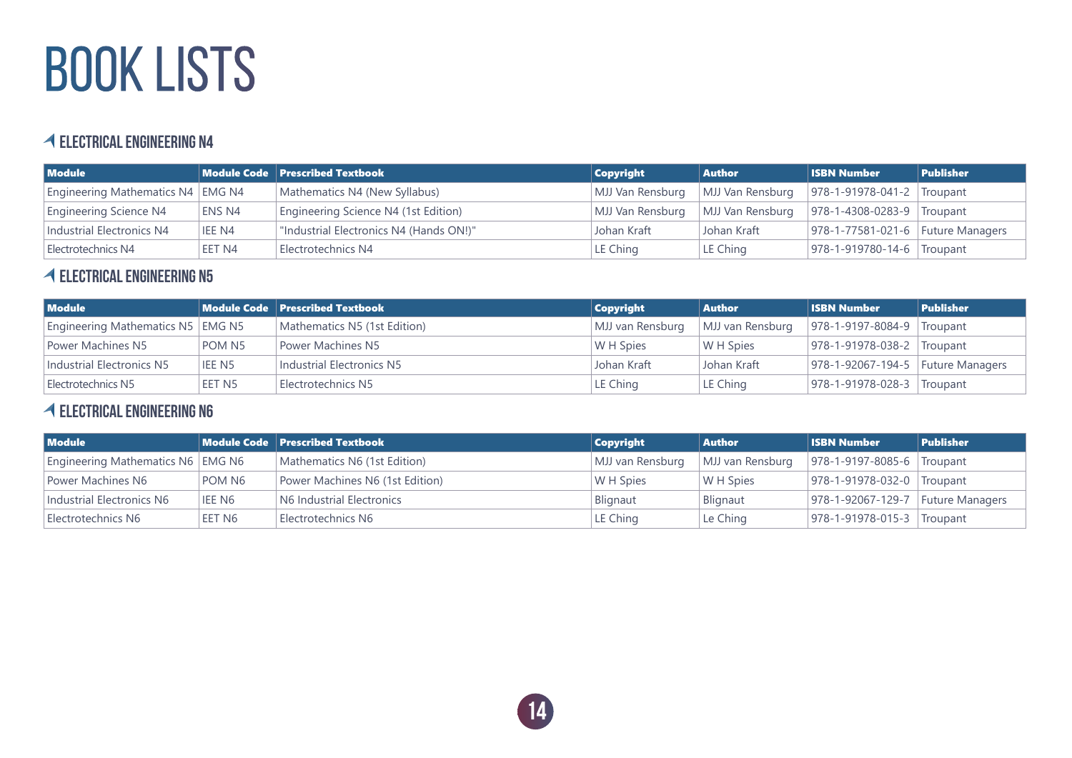# BOOK LISTS

## ELECTRICAL ENGINEERING N4

| Module | Module Code | Prescribed Textbook | Copyright | Author | ISBN Number | Publisher |
|---|---|---|---|---|---|---|
| Engineering Mathematics N4 | EMG N4 | Mathematics N4 (New Syllabus) | MJJ Van Rensburg | MJJ Van Rensburg | 978-1-91978-041-2 | Troupant |
| Engineering Science N4 | ENS N4 | Engineering Science N4 (1st Edition) | MJJ Van Rensburg | MJJ Van Rensburg | 978-1-4308-0283-9 | Troupant |
| Industrial Electronics N4 | IEE N4 | "Industrial Electronics N4 (Hands ON!)" | Johan Kraft | Johan Kraft | 978-1-77581-021-6 | Future Managers |
| Electrotechnics N4 | EET N4 | Electrotechnics N4 | LE Ching | LE Ching | 978-1-919780-14-6 | Troupant |

## ELECTRICAL ENGINEERING N5

| Module | Module Code | Prescribed Textbook | Copyright | Author | ISBN Number | Publisher |
|---|---|---|---|---|---|---|
| Engineering Mathematics N5 | EMG N5 | Mathematics N5 (1st Edition) | MJJ van Rensburg | MJJ van Rensburg | 978-1-9197-8084-9 | Troupant |
| Power Machines N5 | POM N5 | Power Machines N5 | W H Spies | W H Spies | 978-1-91978-038-2 | Troupant |
| Industrial Electronics N5 | IEE N5 | Industrial Electronics N5 | Johan Kraft | Johan Kraft | 978-1-92067-194-5 | Future Managers |
| Electrotechnics N5 | EET N5 | Electrotechnics N5 | LE Ching | LE Ching | 978-1-91978-028-3 | Troupant |

## ELECTRICAL ENGINEERING N6

| Module | Module Code | Prescribed Textbook | Copyright | Author | ISBN Number | Publisher |
|---|---|---|---|---|---|---|
| Engineering Mathematics N6 | EMG N6 | Mathematics N6 (1st Edition) | MJJ van Rensburg | MJJ van Rensburg | 978-1-9197-8085-6 | Troupant |
| Power Machines N6 | POM N6 | Power Machines N6 (1st Edition) | W H Spies | W H Spies | 978-1-91978-032-0 | Troupant |
| Industrial Electronics N6 | IEE N6 | N6 Industrial Electronics | Blignaut | Blignaut | 978-1-92067-129-7 | Future Managers |
| Electrotechnics N6 | EET N6 | Electrotechnics N6 | LE Ching | Le Ching | 978-1-91978-015-3 | Troupant |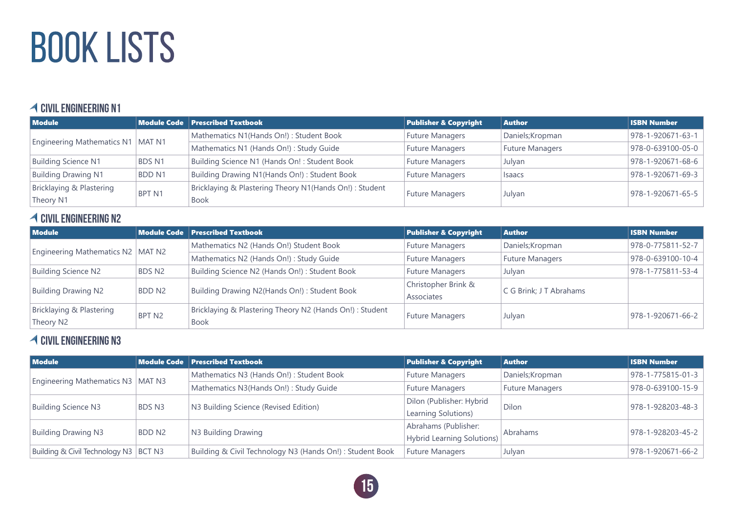# BOOK LISTS

## CIVIL ENGINEERING N1

| Module | Module Code | Prescribed Textbook | Publisher & Copyright | Author | ISBN Number |
|---|---|---|---|---|---|
| Engineering Mathematics N1 | MAT N1 | Mathematics N1(Hands On!) : Student Book | Future Managers | Daniels;Kropman | 978-1-920671-63-1 |
| | | Mathematics N1 (Hands On!) : Study Guide | Future Managers | Future Managers | 978-0-639100-05-0 |
| Building Science N1 | BDS N1 | Building Science N1 (Hands On! : Student Book | Future Managers | Julyan | 978-1-920671-68-6 |
| Building Drawing N1 | BDD N1 | Building Drawing N1(Hands On!) : Student Book | Future Managers | Isaacs | 978-1-920671-69-3 |
| Bricklaying & Plastering Theory N1 | BPT N1 | Bricklaying & Plastering Theory N1(Hands On!) : Student Book | Future Managers | Julyan | 978-1-920671-65-5 |

## CIVIL ENGINEERING N2

| Module | Module Code | Prescribed Textbook | Publisher & Copyright | Author | ISBN Number |
|---|---|---|---|---|---|
| Engineering Mathematics N2 | MAT N2 | Mathematics N2 (Hands On!) Student Book | Future Managers | Daniels;Kropman | 978-0-775811-52-7 |
| | | Mathematics N2 (Hands On!) : Study Guide | Future Managers | Future Managers | 978-0-639100-10-4 |
| Building Science N2 | BDS N2 | Building Science N2 (Hands On!) : Student Book | Future Managers | Julyan | 978-1-775811-53-4 |
| Building Drawing N2 | BDD N2 | Building Drawing N2(Hands On!) : Student Book | Christopher Brink & Associates | C G Brink; J T Abrahams | |
| Bricklaying & Plastering Theory N2 | BPT N2 | Bricklaying & Plastering Theory N2 (Hands On!) : Student Book | Future Managers | Julyan | 978-1-920671-66-2 |

## CIVIL ENGINEERING N3

| Module | Module Code | Prescribed Textbook | Publisher & Copyright | Author | ISBN Number |
|---|---|---|---|---|---|
| Engineering Mathematics N3 | MAT N3 | Mathematics N3 (Hands On!) : Student Book | Future Managers | Daniels;Kropman | 978-1-775815-01-3 |
| | | Mathematics N3(Hands On!) : Study Guide | Future Managers | Future Managers | 978-0-639100-15-9 |
| Building Science N3 | BDS N3 | N3 Building Science (Revised Edition) | Dilon (Publisher: Hybrid Learning Solutions) | Dilon | 978-1-928203-48-3 |
| Building Drawing N3 | BDD N2 | N3 Building Drawing | Abrahams (Publisher: Hybrid Learning Solutions) | Abrahams | 978-1-928203-45-2 |
| Building & Civil Technology N3 | BCT N3 | Building & Civil Technology N3 (Hands On!) : Student Book | Future Managers | Julyan | 978-1-920671-66-2 |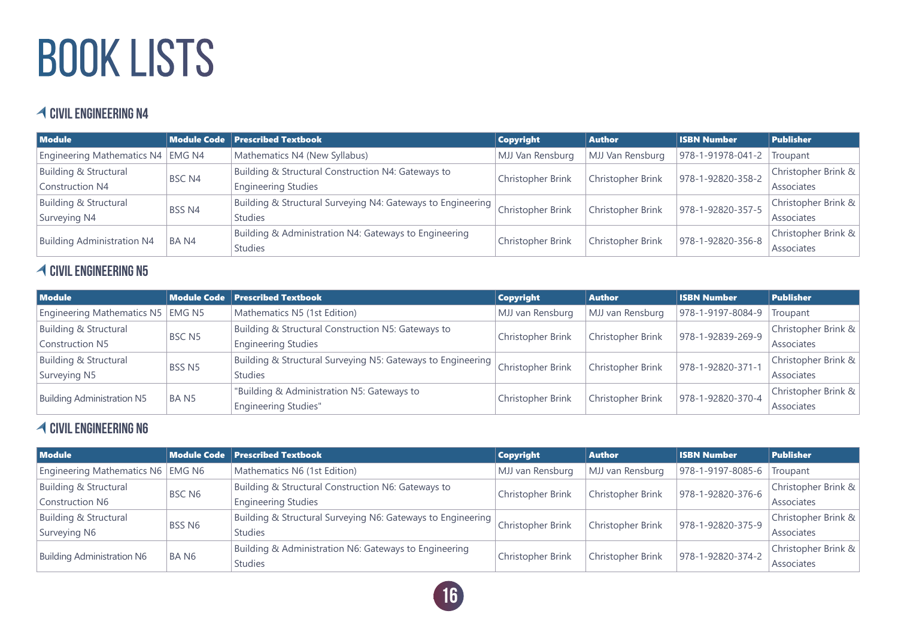# BOOK LISTS

## CIVIL ENGINEERING N4

| Module | Module Code | Prescribed Textbook | Copyright | Author | ISBN Number | Publisher |
|---|---|---|---|---|---|---|
| Engineering Mathematics N4 | EMG N4 | Mathematics N4 (New Syllabus) | MJJ Van Rensburg | MJJ Van Rensburg | 978-1-91978-041-2 | Troupant |
| Building & Structural Construction N4 | BSC N4 | Building & Structural Construction N4: Gateways to Engineering Studies | Christopher Brink | Christopher Brink | 978-1-92820-358-2 | Christopher Brink & Associates |
| Building & Structural Surveying N4 | BSS N4 | Building & Structural Surveying N4: Gateways to Engineering Studies | Christopher Brink | Christopher Brink | 978-1-92820-357-5 | Christopher Brink & Associates |
| Building Administration N4 | BA N4 | Building & Administration N4: Gateways to Engineering Studies | Christopher Brink | Christopher Brink | 978-1-92820-356-8 | Christopher Brink & Associates |

## CIVIL ENGINEERING N5

| Module | Module Code | Prescribed Textbook | Copyright | Author | ISBN Number | Publisher |
|---|---|---|---|---|---|---|
| Engineering Mathematics N5 | EMG N5 | Mathematics N5 (1st Edition) | MJJ van Rensburg | MJJ van Rensburg | 978-1-9197-8084-9 | Troupant |
| Building & Structural Construction N5 | BSC N5 | Building & Structural Construction N5: Gateways to Engineering Studies | Christopher Brink | Christopher Brink | 978-1-92839-269-9 | Christopher Brink & Associates |
| Building & Structural Surveying N5 | BSS N5 | Building & Structural Surveying N5: Gateways to Engineering Studies | Christopher Brink | Christopher Brink | 978-1-92820-371-1 | Christopher Brink & Associates |
| Building Administration N5 | BA N5 | "Building & Administration N5: Gateways to Engineering Studies" | Christopher Brink | Christopher Brink | 978-1-92820-370-4 | Christopher Brink & Associates |

## CIVIL ENGINEERING N6

| Module | Module Code | Prescribed Textbook | Copyright | Author | ISBN Number | Publisher |
|---|---|---|---|---|---|---|
| Engineering Mathematics N6 | EMG N6 | Mathematics N6 (1st Edition) | MJJ van Rensburg | MJJ van Rensburg | 978-1-9197-8085-6 | Troupant |
| Building & Structural Construction N6 | BSC N6 | Building & Structural Construction N6: Gateways to Engineering Studies | Christopher Brink | Christopher Brink | 978-1-92820-376-6 | Christopher Brink & Associates |
| Building & Structural Surveying N6 | BSS N6 | Building & Structural Surveying N6: Gateways to Engineering Studies | Christopher Brink | Christopher Brink | 978-1-92820-375-9 | Christopher Brink & Associates |
| Building Administration N6 | BA N6 | Building & Administration N6: Gateways to Engineering Studies | Christopher Brink | Christopher Brink | 978-1-92820-374-2 | Christopher Brink & Associates |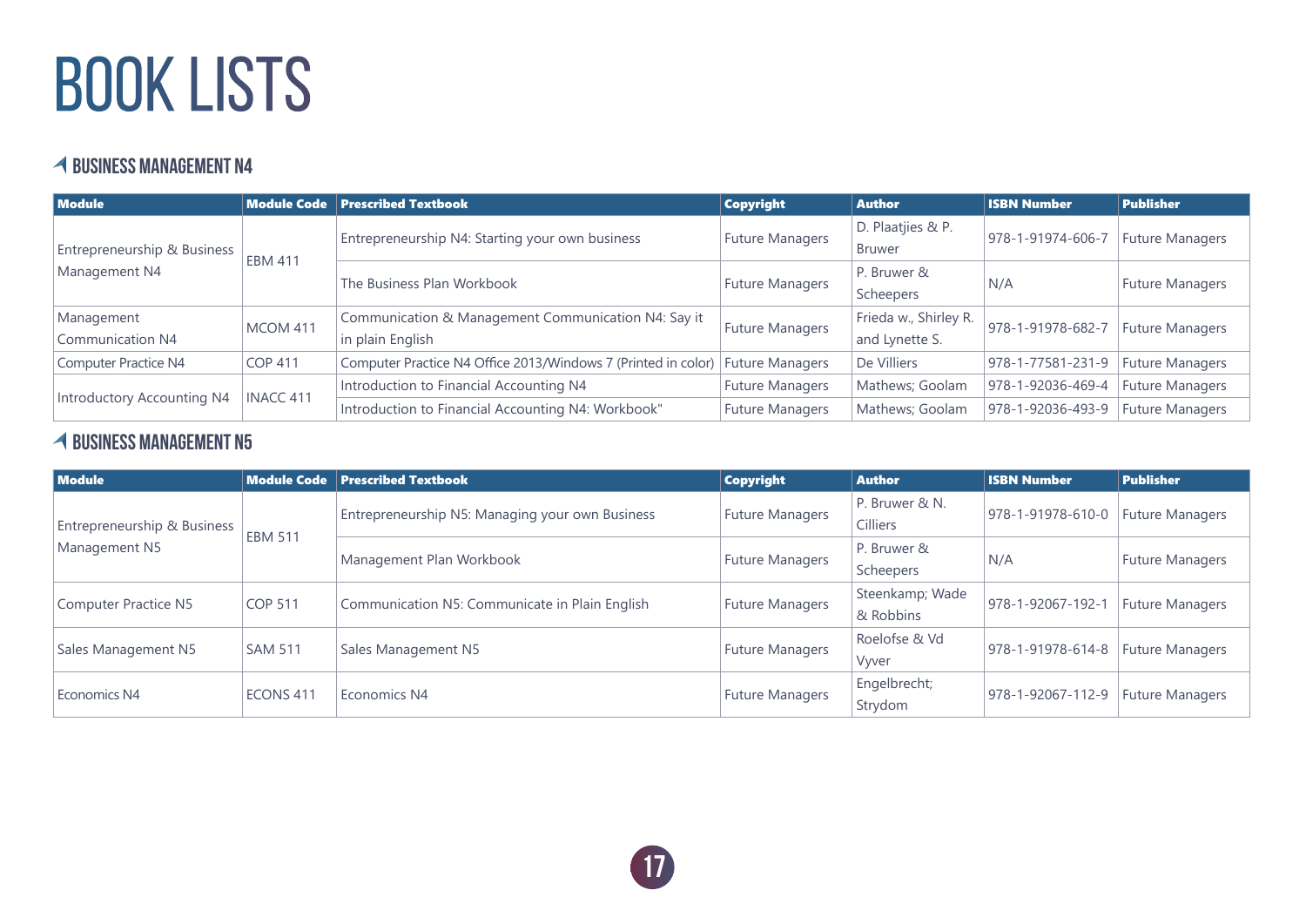# BOOK LISTS

## BUSINESS MANAGEMENT N4

| Module | Module Code | Prescribed Textbook | Copyright | Author | ISBN Number | Publisher |
|---|---|---|---|---|---|---|
| Entrepreneurship & Business Management N4 | EBM 411 | Entrepreneurship N4: Starting your own business | Future Managers | D. Plaatjies & P. Bruwer | 978-1-91974-606-7 | Future Managers |
| | | The Business Plan Workbook | Future Managers | P. Bruwer & Scheepers | N/A | Future Managers |
| Management Communication N4 | MCOM 411 | Communication & Management Communication N4: Say it in plain English | Future Managers | Frieda w., Shirley R. and Lynette S. | 978-1-91978-682-7 | Future Managers |
| Computer Practice N4 | COP 411 | Computer Practice N4 Office 2013/Windows 7 (Printed in color) | Future Managers | De Villiers | 978-1-77581-231-9 | Future Managers |
| Introductory Accounting N4 | INACC 411 | Introduction to Financial Accounting N4 | Future Managers | Mathews; Goolam | 978-1-92036-469-4 | Future Managers |
| | | Introduction to Financial Accounting N4: Workbook" | Future Managers | Mathews; Goolam | 978-1-92036-493-9 | Future Managers |

## BUSINESS MANAGEMENT N5

| Module | Module Code | Prescribed Textbook | Copyright | Author | ISBN Number | Publisher |
|---|---|---|---|---|---|---|
| Entrepreneurship & Business Management N5 | EBM 511 | Entrepreneurship N5: Managing your own Business | Future Managers | P. Bruwer & N. Cilliers | 978-1-91978-610-0 | Future Managers |
| | | Management Plan Workbook | Future Managers | P. Bruwer & Scheepers | N/A | Future Managers |
| Computer Practice N5 | COP 511 | Communication N5: Communicate in Plain English | Future Managers | Steenkamp; Wade & Robbins | 978-1-92067-192-1 | Future Managers |
| Sales Management N5 | SAM 511 | Sales Management N5 | Future Managers | Roelofse & Vd Vyver | 978-1-91978-614-8 | Future Managers |
| Economics N4 | ECONS 411 | Economics N4 | Future Managers | Engelbrecht; Strydom | 978-1-92067-112-9 | Future Managers |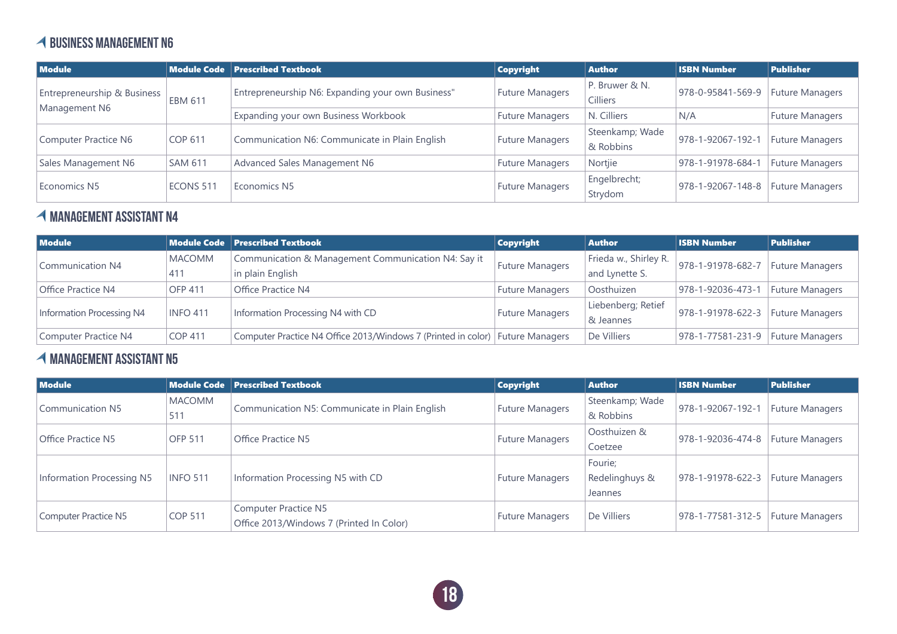## BUSINESS MANAGEMENT N6

| Module | Module Code | Prescribed Textbook | Copyright | Author | ISBN Number | Publisher |
|---|---|---|---|---|---|---|
| Entrepreneurship & Business Management N6 | EBM 611 | Entrepreneurship N6: Expanding your own Business" | Future Managers | P. Bruwer & N. Cilliers | 978-0-95841-569-9 | Future Managers |
| | | Expanding your own Business Workbook | Future Managers | N. Cilliers | N/A | Future Managers |
| Computer Practice N6 | COP 611 | Communication N6: Communicate in Plain English | Future Managers | Steenkamp; Wade & Robbins | 978-1-92067-192-1 | Future Managers |
| Sales Management N6 | SAM 611 | Advanced Sales Management N6 | Future Managers | Nortjie | 978-1-91978-684-1 | Future Managers |
| Economics N5 | ECONS 511 | Economics N5 | Future Managers | Engelbrecht; Strydom | 978-1-92067-148-8 | Future Managers |

## MANAGEMENT ASSISTANT N4

| Module | Module Code | Prescribed Textbook | Copyright | Author | ISBN Number | Publisher |
|---|---|---|---|---|---|---|
| Communication N4 | MACOMM 411 | Communication & Management Communication N4: Say it in plain English | Future Managers | Frieda w., Shirley R. and Lynette S. | 978-1-91978-682-7 | Future Managers |
| Office Practice N4 | OFP 411 | Office Practice N4 | Future Managers | Oosthuizen | 978-1-92036-473-1 | Future Managers |
| Information Processing N4 | INFO 411 | Information Processing N4 with CD | Future Managers | Liebenberg; Retief & Jeannes | 978-1-91978-622-3 | Future Managers |
| Computer Practice N4 | COP 411 | Computer Practice N4 Office 2013/Windows 7 (Printed in color) | Future Managers | De Villiers | 978-1-77581-231-9 | Future Managers |

## MANAGEMENT ASSISTANT N5

| Module | Module Code | Prescribed Textbook | Copyright | Author | ISBN Number | Publisher |
|---|---|---|---|---|---|---|
| Communication N5 | MACOMM 511 | Communication N5: Communicate in Plain English | Future Managers | Steenkamp; Wade & Robbins | 978-1-92067-192-1 | Future Managers |
| Office Practice N5 | OFP 511 | Office Practice N5 | Future Managers | Oosthuizen & Coetzee | 978-1-92036-474-8 | Future Managers |
| Information Processing N5 | INFO 511 | Information Processing N5 with CD | Future Managers | Fourie; Redelinghuys & Jeannes | 978-1-91978-622-3 | Future Managers |
| Computer Practice N5 | COP 511 | Computer Practice N5 Office 2013/Windows 7 (Printed In Color) | Future Managers | De Villiers | 978-1-77581-312-5 | Future Managers |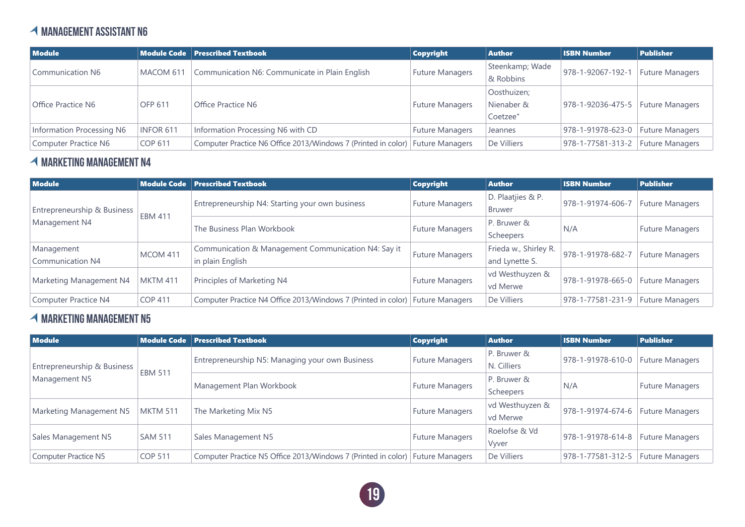## MANAGEMENT ASSISTANT N6

| Module | Module Code | Prescribed Textbook | Copyright | Author | ISBN Number | Publisher |
|---|---|---|---|---|---|---|
| Communication N6 | MACOM 611 | Communication N6: Communicate in Plain English | Future Managers | Steenkamp; Wade & Robbins | 978-1-92067-192-1 | Future Managers |
| Office Practice N6 | OFP 611 | Office Practice N6 | Future Managers | Oosthuizen; Nienaber & Coetzee" | 978-1-92036-475-5 | Future Managers |
| Information Processing N6 | INFOR 611 | Information Processing N6 with CD | Future Managers | Jeannes | 978-1-91978-623-0 | Future Managers |
| Computer Practice N6 | COP 611 | Computer Practice N6 Office 2013/Windows 7 (Printed in color) | Future Managers | De Villiers | 978-1-77581-313-2 | Future Managers |

## MARKETING MANAGEMENT N4

| Module | Module Code | Prescribed Textbook | Copyright | Author | ISBN Number | Publisher |
|---|---|---|---|---|---|---|
| Entrepreneurship & Business Management N4 | EBM 411 | Entrepreneurship N4: Starting your own business | Future Managers | D. Plaatjies & P. Bruwer | 978-1-91974-606-7 | Future Managers |
| | | The Business Plan Workbook | Future Managers | P. Bruwer & Scheepers | N/A | Future Managers |
| Management Communication N4 | MCOM 411 | Communication & Management Communication N4: Say it in plain English | Future Managers | Frieda w., Shirley R. and Lynette S. | 978-1-91978-682-7 | Future Managers |
| Marketing Management N4 | MKTM 411 | Principles of Marketing N4 | Future Managers | vd Westhuyzen & vd Merwe | 978-1-91978-665-0 | Future Managers |
| Computer Practice N4 | COP 411 | Computer Practice N4 Office 2013/Windows 7 (Printed in color) | Future Managers | De Villiers | 978-1-77581-231-9 | Future Managers |

## MARKETING MANAGEMENT N5

| Module | Module Code | Prescribed Textbook | Copyright | Author | ISBN Number | Publisher |
|---|---|---|---|---|---|---|
| Entrepreneurship & Business Management N5 | EBM 511 | Entrepreneurship N5: Managing your own Business | Future Managers | P. Bruwer & N. Cilliers | 978-1-91978-610-0 | Future Managers |
| | | Management Plan Workbook | Future Managers | P. Bruwer & Scheepers | N/A | Future Managers |
| Marketing Management N5 | MKTM 511 | The Marketing Mix N5 | Future Managers | vd Westhuyzen & vd Merwe | 978-1-91974-674-6 | Future Managers |
| Sales Management N5 | SAM 511 | Sales Management N5 | Future Managers | Roelofse & Vd Vyver | 978-1-91978-614-8 | Future Managers |
| Computer Practice N5 | COP 511 | Computer Practice N5 Office 2013/Windows 7 (Printed in color) | Future Managers | De Villiers | 978-1-77581-312-5 | Future Managers |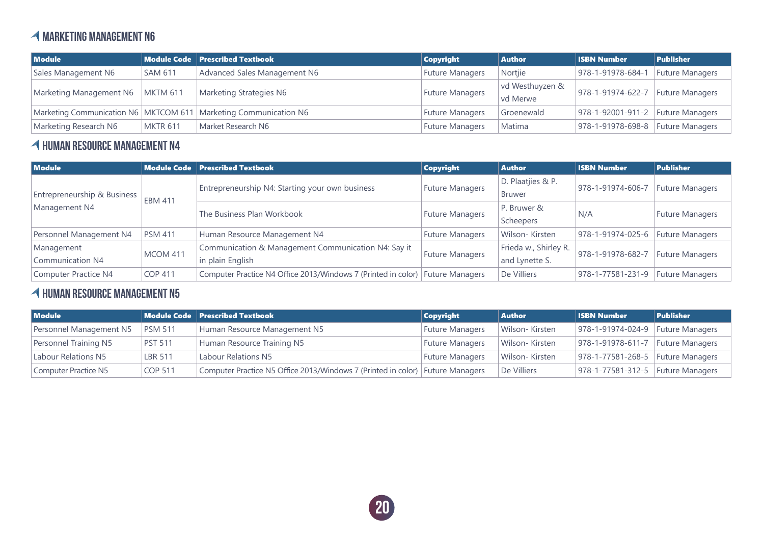## MARKETING MANAGEMENT N6

| Module | Module Code | Prescribed Textbook | Copyright | Author | ISBN Number | Publisher |
|---|---|---|---|---|---|---|
| Sales Management N6 | SAM 611 | Advanced Sales Management N6 | Future Managers | Nortjie | 978-1-91978-684-1 | Future Managers |
| Marketing Management N6 | MKTM 611 | Marketing Strategies N6 | Future Managers | vd Westhuyzen & vd Merwe | 978-1-91974-622-7 | Future Managers |
| Marketing Communication N6 | MKTCOM 611 | Marketing Communication N6 | Future Managers | Groenewald | 978-1-92001-911-2 | Future Managers |
| Marketing Research N6 | MKTR 611 | Market Research N6 | Future Managers | Matima | 978-1-91978-698-8 | Future Managers |

## HUMAN RESOURCE MANAGEMENT N4

| Module | Module Code | Prescribed Textbook | Copyright | Author | ISBN Number | Publisher |
|---|---|---|---|---|---|---|
| Entrepreneurship & Business Management N4 | EBM 411 | Entrepreneurship N4: Starting your own business | Future Managers | D. Plaatjies & P. Bruwer | 978-1-91974-606-7 | Future Managers |
| | | The Business Plan Workbook | Future Managers | P. Bruwer & Scheepers | N/A | Future Managers |
| Personnel Management N4 | PSM 411 | Human Resource Management N4 | Future Managers | Wilson- Kirsten | 978-1-91974-025-6 | Future Managers |
| Management Communication N4 | MCOM 411 | Communication & Management Communication N4: Say it in plain English | Future Managers | Frieda w., Shirley R. and Lynette S. | 978-1-91978-682-7 | Future Managers |
| Computer Practice N4 | COP 411 | Computer Practice N4 Office 2013/Windows 7 (Printed in color) | Future Managers | De Villiers | 978-1-77581-231-9 | Future Managers |

## HUMAN RESOURCE MANAGEMENT N5

| Module | Module Code | Prescribed Textbook | Copyright | Author | ISBN Number | Publisher |
|---|---|---|---|---|---|---|
| Personnel Management N5 | PSM 511 | Human Resource Management N5 | Future Managers | Wilson- Kirsten | 978-1-91974-024-9 | Future Managers |
| Personnel Training N5 | PST 511 | Human Resource Training N5 | Future Managers | Wilson- Kirsten | 978-1-91978-611-7 | Future Managers |
| Labour Relations N5 | LBR 511 | Labour Relations N5 | Future Managers | Wilson- Kirsten | 978-1-77581-268-5 | Future Managers |
| Computer Practice N5 | COP 511 | Computer Practice N5 Office 2013/Windows 7 (Printed in color) | Future Managers | De Villiers | 978-1-77581-312-5 | Future Managers |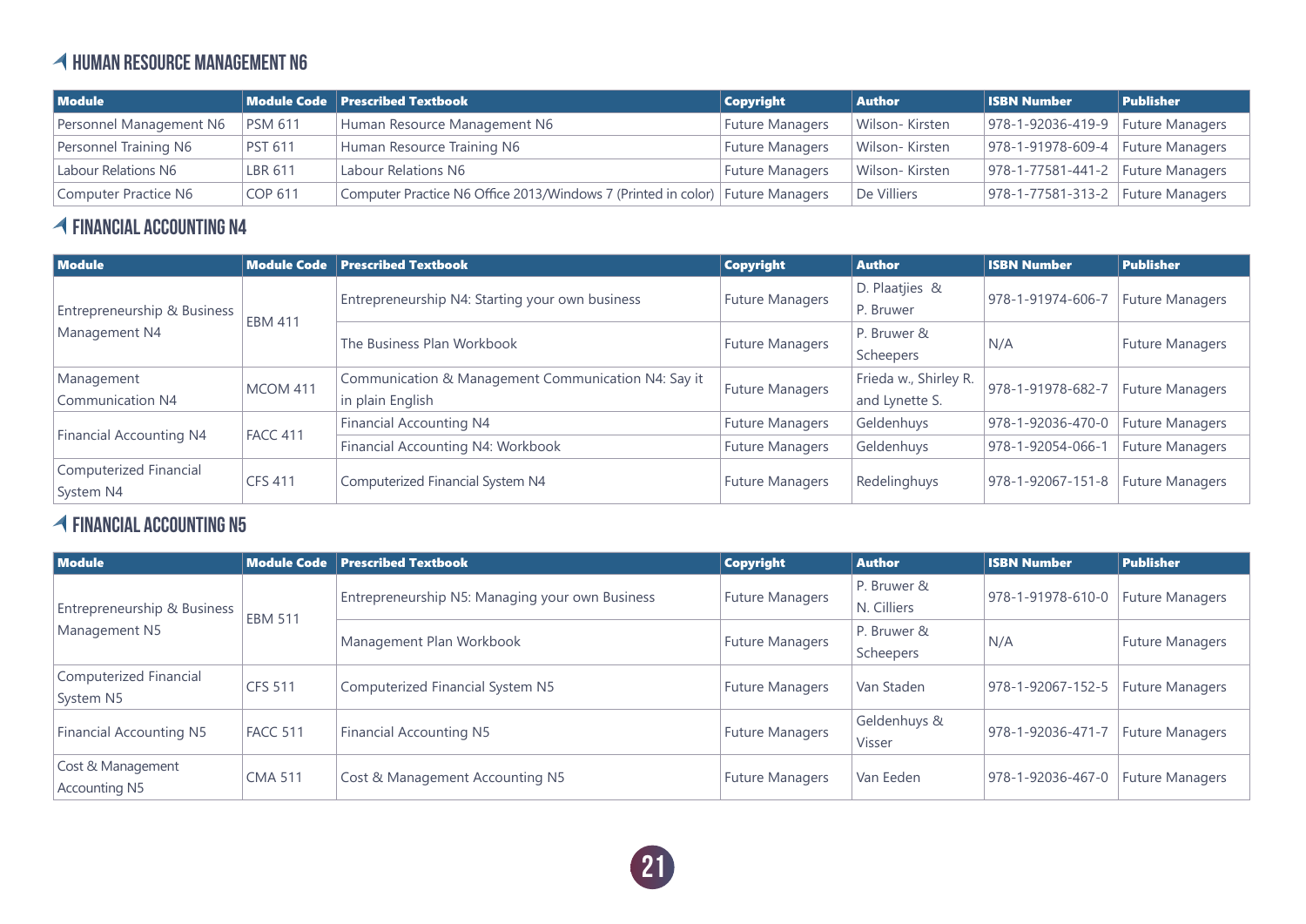## HUMAN RESOURCE MANAGEMENT N6

| Module | Module Code | Prescribed Textbook | Copyright | Author | ISBN Number | Publisher |
|---|---|---|---|---|---|---|
| Personnel Management N6 | PSM 611 | Human Resource Management N6 | Future Managers | Wilson- Kirsten | 978-1-92036-419-9 | Future Managers |
| Personnel Training N6 | PST 611 | Human Resource Training N6 | Future Managers | Wilson- Kirsten | 978-1-91978-609-4 | Future Managers |
| Labour Relations N6 | LBR 611 | Labour Relations N6 | Future Managers | Wilson- Kirsten | 978-1-77581-441-2 | Future Managers |
| Computer Practice N6 | COP 611 | Computer Practice N6 Office 2013/Windows 7 (Printed in color) | Future Managers | De Villiers | 978-1-77581-313-2 | Future Managers |

## FINANCIAL ACCOUNTING N4

| Module | Module Code | Prescribed Textbook | Copyright | Author | ISBN Number | Publisher |
|---|---|---|---|---|---|---|
| Entrepreneurship & Business Management N4 | EBM 411 | Entrepreneurship N4: Starting your own business | Future Managers | D. Plaatjies & P. Bruwer | 978-1-91974-606-7 | Future Managers |
| | | The Business Plan Workbook | Future Managers | P. Bruwer & Scheepers | N/A | Future Managers |
| Management Communication N4 | MCOM 411 | Communication & Management Communication N4: Say it in plain English | Future Managers | Frieda w., Shirley R. and Lynette S. | 978-1-91978-682-7 | Future Managers |
| Financial Accounting N4 | FACC 411 | Financial Accounting N4 | Future Managers | Geldenhuys | 978-1-92036-470-0 | Future Managers |
| | | Financial Accounting N4: Workbook | Future Managers | Geldenhuys | 978-1-92054-066-1 | Future Managers |
| Computerized Financial System N4 | CFS 411 | Computerized Financial System N4 | Future Managers | Redelinghuys | 978-1-92067-151-8 | Future Managers |

## FINANCIAL ACCOUNTING N5

| Module | Module Code | Prescribed Textbook | Copyright | Author | ISBN Number | Publisher |
|---|---|---|---|---|---|---|
| Entrepreneurship & Business Management N5 | EBM 511 | Entrepreneurship N5: Managing your own Business | Future Managers | P. Bruwer & N. Cilliers | 978-1-91978-610-0 | Future Managers |
| | | Management Plan Workbook | Future Managers | P. Bruwer & Scheepers | N/A | Future Managers |
| Computerized Financial System N5 | CFS 511 | Computerized Financial System N5 | Future Managers | Van Staden | 978-1-92067-152-5 | Future Managers |
| Financial Accounting N5 | FACC 511 | Financial Accounting N5 | Future Managers | Geldenhuys & Visser | 978-1-92036-471-7 | Future Managers |
| Cost & Management Accounting N5 | CMA 511 | Cost & Management Accounting N5 | Future Managers | Van Eeden | 978-1-92036-467-0 | Future Managers |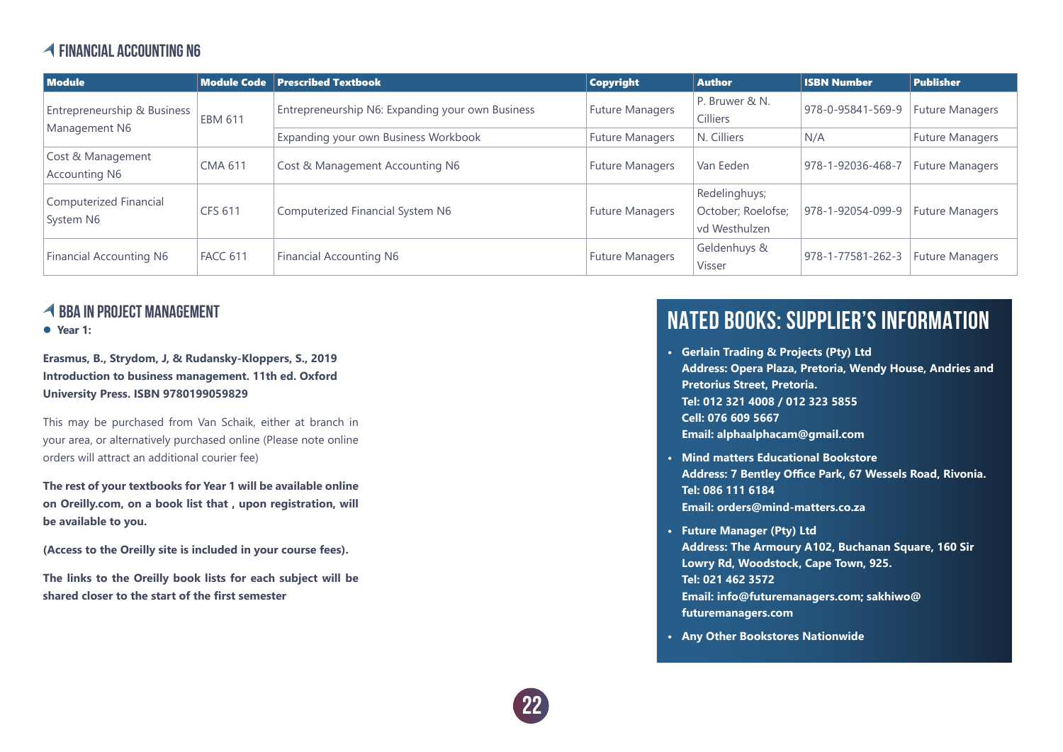## FINANCIAL ACCOUNTING N6

| Module | Module Code | Prescribed Textbook | Copyright | Author | ISBN Number | Publisher |
|---|---|---|---|---|---|---|
| Entrepreneurship & Business Management N6 | EBM 611 | Entrepreneurship N6: Expanding your own Business | Future Managers | P. Bruwer & N. Cilliers | 978-0-95841-569-9 | Future Managers |
| | | Expanding your own Business Workbook | Future Managers | N. Cilliers | N/A | Future Managers |
| Cost & Management Accounting N6 | CMA 611 | Cost & Management Accounting N6 | Future Managers | Van Eeden | 978-1-92036-468-7 | Future Managers |
| Computerized Financial System N6 | CFS 611 | Computerized Financial System N6 | Future Managers | Redelinghuys; October; Roelofse; vd Westhulzen | 978-1-92054-099-9 | Future Managers |
| Financial Accounting N6 | FACC 611 | Financial Accounting N6 | Future Managers | Geldenhuys & Visser | 978-1-77581-262-3 | Future Managers |

## BBA IN PROJECT MANAGEMENT

- **Year 1:**

**Erasmus, B., Strydom, J, & Rudansky-Kloppers, S., 2019 Introduction to business management. 11th ed. Oxford University Press. ISBN 9780199059829**

This may be purchased from Van Schaik, either at branch in your area, or alternatively purchased online (Please note online orders will attract an additional courier fee)

**The rest of your textbooks for Year 1 will be available online on Oreilly.com, on a book list that , upon registration, will be available to you.**

**(Access to the Oreilly site is included in your course fees).**

**The links to the Oreilly book lists for each subject will be shared closer to the start of the first semester**

## NATED BOOKS: SUPPLIER'S INFORMATION

- **Gerlain Trading & Projects (Pty) Ltd**
  **Address: Opera Plaza, Pretoria, Wendy House, Andries and Pretorius Street, Pretoria.**
  **Tel: 012 321 4008 / 012 323 5855**
  **Cell: 076 609 5667**
  **Email: alphaalphacam@gmail.com**
- **Mind matters Educational Bookstore**
  **Address: 7 Bentley Office Park, 67 Wessels Road, Rivonia.**
  **Tel: 086 111 6184**
  **Email: orders@mind-matters.co.za**
- **Future Manager (Pty) Ltd**
  **Address: The Armoury A102, Buchanan Square, 160 Sir Lowry Rd, Woodstock, Cape Town, 925.**
  **Tel: 021 462 3572**
  **Email: info@futuremanagers.com; sakhiwo@futuremanagers.com**
- **Any Other Bookstores Nationwide**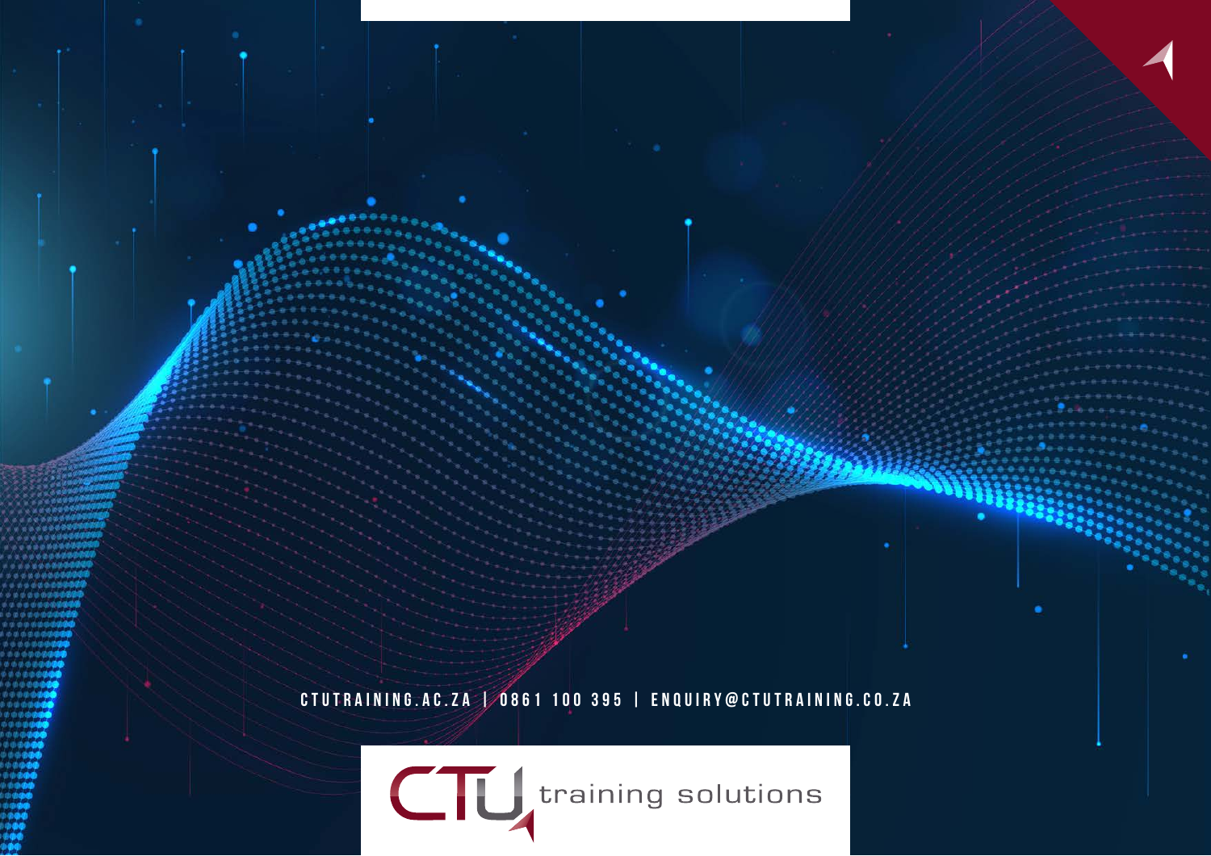CTUTRAINING.AC.ZA | 0861 100 395 | ENQUIRY@CTUTRAINING.CO.ZA

CTU training solutions